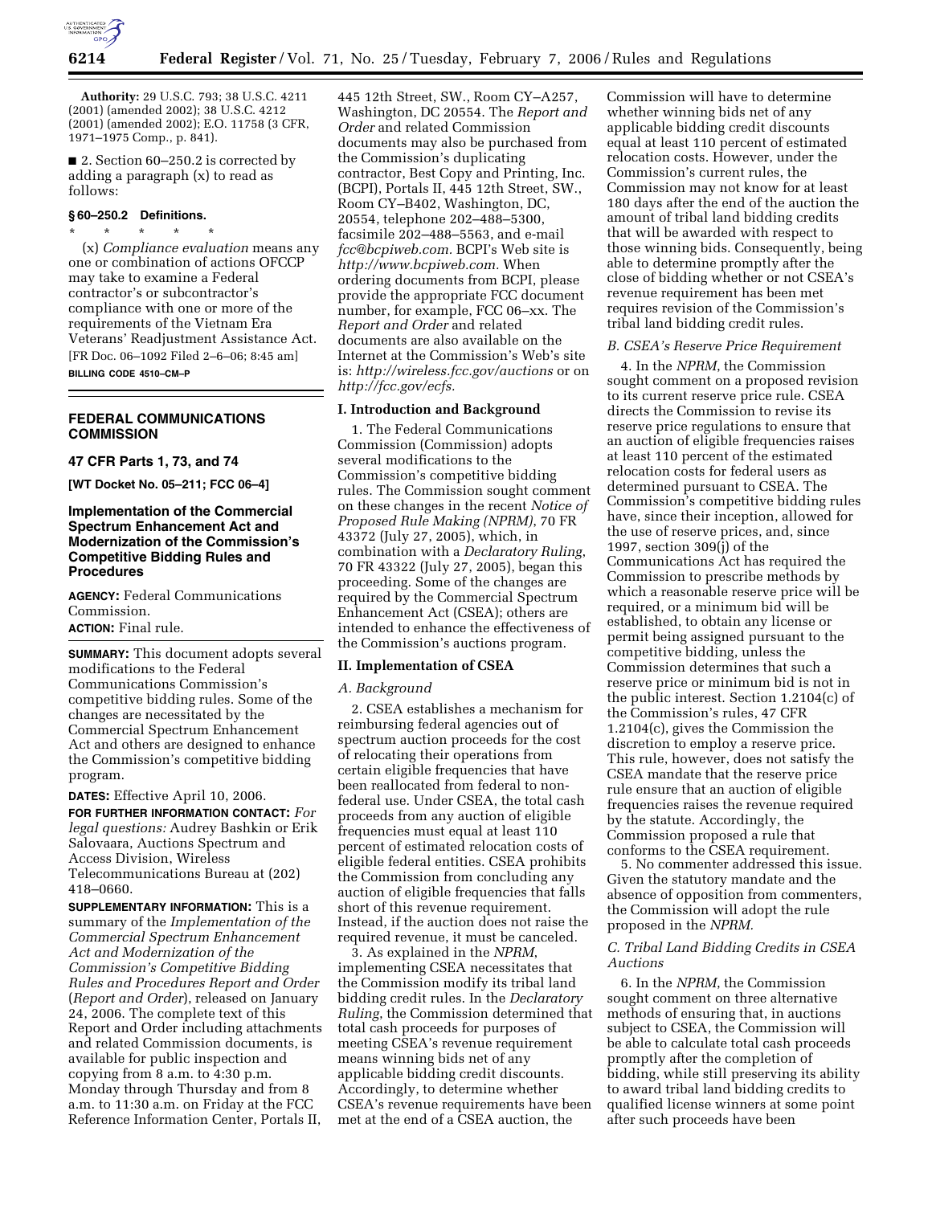**Authority:** 29 U.S.C. 793; 38 U.S.C. 4211 (2001) (amended 2002); 38 U.S.C. 4212 (2001) (amended 2002); E.O. 11758 (3 CFR, 1971–1975 Comp., p. 841).

■ 2. Section 60–250.2 is corrected by adding a paragraph (x) to read as follows:

**§ 60–250.2 Definitions.**

\* \* \* \* \*

(x) *Compliance evaluation* means any one or combination of actions OFCCP may take to examine a Federal contractor's or subcontractor's compliance with one or more of the requirements of the Vietnam Era Veterans' Readjustment Assistance Act.

[FR Doc. 06–1092 Filed 2–6–06; 8:45 am]

**BILLING CODE 4510–CM–P**

---

## FEDERAL COMMUNICATIONS COMMISSION

### 47 CFR Parts 1, 73, and 74

**[WT Docket No. 05–211; FCC 06–4]**

## Implementation of the Commercial Spectrum Enhancement Act and Modernization of the Commission's Competitive Bidding Rules and Procedures

**AGENCY:** Federal Communications Commission.

**ACTION:** Final rule.

**SUMMARY:** This document adopts several modifications to the Federal Communications Commission's competitive bidding rules. Some of the changes are necessitated by the Commercial Spectrum Enhancement Act and others are designed to enhance the Commission's competitive bidding program.

**DATES:** Effective April 10, 2006.

**FOR FURTHER INFORMATION CONTACT:** *For legal questions:* Audrey Bashkin or Erik Salovaara, Auctions Spectrum and Access Division, Wireless Telecommunications Bureau at (202) 418–0660.

**SUPPLEMENTARY INFORMATION:** This is a summary of the *Implementation of the Commercial Spectrum Enhancement Act and Modernization of the Commission's Competitive Bidding Rules and Procedures Report and Order* (*Report and Order*), released on January 24, 2006. The complete text of this Report and Order including attachments and related Commission documents, is available for public inspection and copying from 8 a.m. to 4:30 p.m. Monday through Thursday and from 8 a.m. to 11:30 a.m. on Friday at the FCC Reference Information Center, Portals II, 445 12th Street, SW., Room CY–A257, Washington, DC 20554. The *Report and Order* and related Commission documents may also be purchased from the Commission's duplicating contractor, Best Copy and Printing, Inc. (BCPI), Portals II, 445 12th Street, SW., Room CY–B402, Washington, DC, 20554, telephone 202–488–5300, facsimile 202–488–5563, and e-mail *fcc@bcpiweb.com.* BCPI's Web site is *http://www.bcpiweb.com.* When ordering documents from BCPI, please provide the appropriate FCC document number, for example, FCC 06–xx. The *Report and Order* and related documents are also available on the Internet at the Commission's Web's site is: *http://wireless.fcc.gov/auctions* or on *http://fcc.gov/ecfs.*

### I. Introduction and Background

1. The Federal Communications Commission (Commission) adopts several modifications to the Commission's competitive bidding rules. The Commission sought comment on these changes in the recent *Notice of Proposed Rule Making (NPRM)*, 70 FR 43372 (July 27, 2005), which, in combination with a *Declaratory Ruling*, 70 FR 43322 (July 27, 2005), began this proceeding. Some of the changes are required by the Commercial Spectrum Enhancement Act (CSEA); others are intended to enhance the effectiveness of the Commission's auctions program.

### II. Implementation of CSEA

#### A. Background

2. CSEA establishes a mechanism for reimbursing federal agencies out of spectrum auction proceeds for the cost of relocating their operations from certain eligible frequencies that have been reallocated from federal to non-federal use. Under CSEA, the total cash proceeds from any auction of eligible frequencies must equal at least 110 percent of estimated relocation costs of eligible federal entities. CSEA prohibits the Commission from concluding any auction of eligible frequencies that falls short of this revenue requirement. Instead, if the auction does not raise the required revenue, it must be canceled.

3. As explained in the *NPRM*, implementing CSEA necessitates that the Commission modify its tribal land bidding credit rules. In the *Declaratory Ruling*, the Commission determined that total cash proceeds for purposes of meeting CSEA's revenue requirement means winning bids net of any applicable bidding credit discounts. Accordingly, to determine whether CSEA's revenue requirements have been met at the end of a CSEA auction, the Commission will have to determine whether winning bids net of any applicable bidding credit discounts equal at least 110 percent of estimated relocation costs. However, under the Commission's current rules, the Commission may not know for at least 180 days after the end of the auction the amount of tribal land bidding credits that will be awarded with respect to those winning bids. Consequently, being able to determine promptly after the close of bidding whether or not CSEA's revenue requirement has been met requires revision of the Commission's tribal land bidding credit rules.

#### B. CSEA's Reserve Price Requirement

4. In the *NPRM*, the Commission sought comment on a proposed revision to its current reserve price rule. CSEA directs the Commission to revise its reserve price regulations to ensure that an auction of eligible frequencies raises at least 110 percent of the estimated relocation costs for federal users as determined pursuant to CSEA. The Commission's competitive bidding rules have, since their inception, allowed for the use of reserve prices, and, since 1997, section 309(j) of the Communications Act has required the Commission to prescribe methods by which a reasonable reserve price will be required, or a minimum bid will be established, to obtain any license or permit being assigned pursuant to the competitive bidding, unless the Commission determines that such a reserve price or minimum bid is not in the public interest. Section 1.2104(c) of the Commission's rules, 47 CFR 1.2104(c), gives the Commission the discretion to employ a reserve price. This rule, however, does not satisfy the CSEA mandate that the reserve price rule ensure that an auction of eligible frequencies raises the revenue required by the statute. Accordingly, the Commission proposed a rule that conforms to the CSEA requirement.

5. No commenter addressed this issue. Given the statutory mandate and the absence of opposition from commenters, the Commission will adopt the rule proposed in the *NPRM.*

#### C. Tribal Land Bidding Credits in CSEA Auctions

6. In the *NPRM*, the Commission sought comment on three alternative methods of ensuring that, in auctions subject to CSEA, the Commission will be able to calculate total cash proceeds promptly after the completion of bidding, while still preserving its ability to award tribal land bidding credits to qualified license winners at some point after such proceeds have been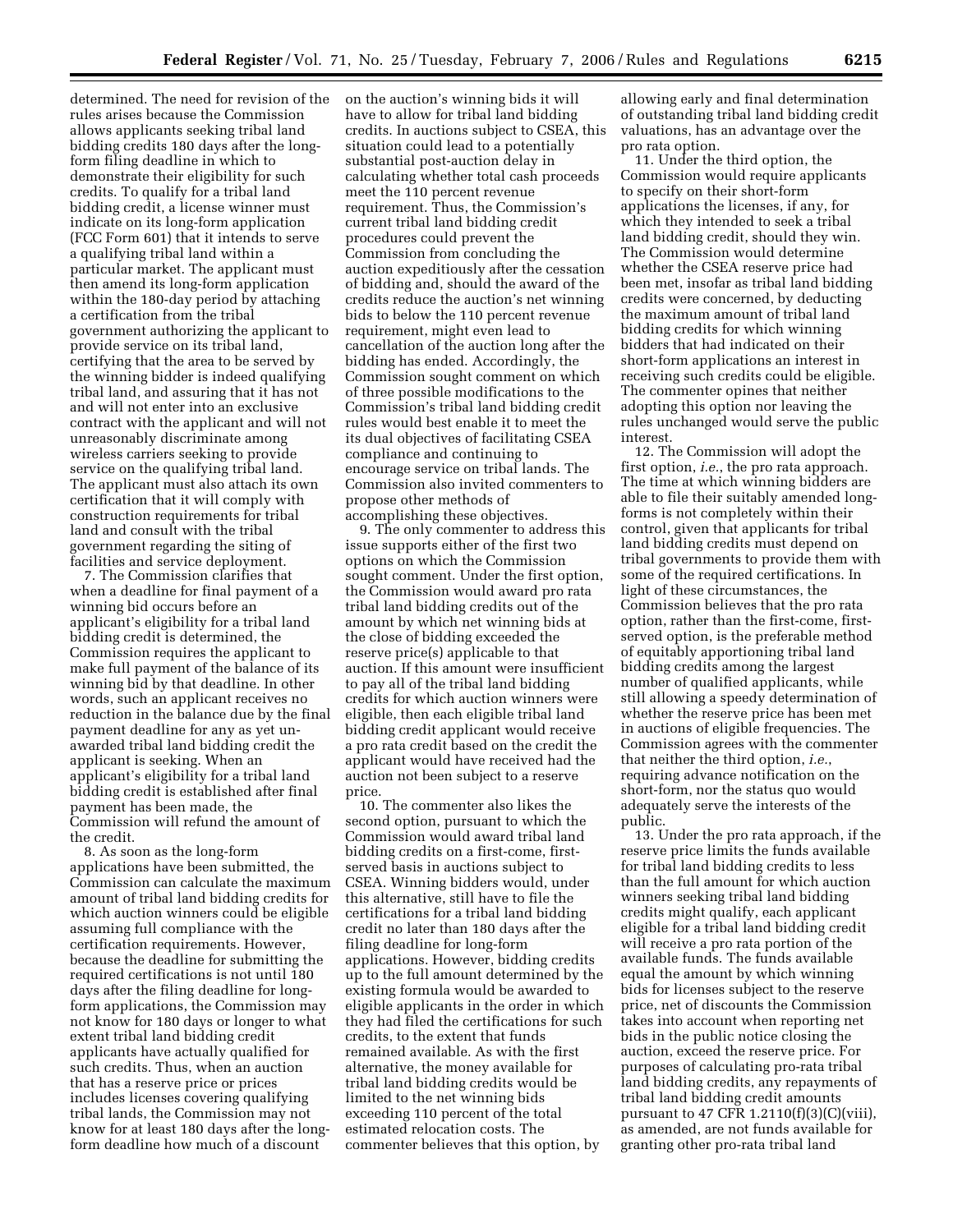determined. The need for revision of the rules arises because the Commission allows applicants seeking tribal land bidding credits 180 days after the long-form filing deadline in which to demonstrate their eligibility for such credits. To qualify for a tribal land bidding credit, a license winner must indicate on its long-form application (FCC Form 601) that it intends to serve a qualifying tribal land within a particular market. The applicant must then amend its long-form application within the 180-day period by attaching a certification from the tribal government authorizing the applicant to provide service on its tribal land, certifying that the area to be served by the winning bidder is indeed qualifying tribal land, and assuring that it has not and will not enter into an exclusive contract with the applicant and will not unreasonably discriminate among wireless carriers seeking to provide service on the qualifying tribal land. The applicant must also attach its own certification that it will comply with construction requirements for tribal land and consult with the tribal government regarding the siting of facilities and service deployment.

7. The Commission clarifies that when a deadline for final payment of a winning bid occurs before an applicant's eligibility for a tribal land bidding credit is determined, the Commission requires the applicant to make full payment of the balance of its winning bid by that deadline. In other words, such an applicant receives no reduction in the balance due by the final payment deadline for any as yet un-awarded tribal land bidding credit the applicant is seeking. When an applicant's eligibility for a tribal land bidding credit is established after final payment has been made, the Commission will refund the amount of the credit.

8. As soon as the long-form applications have been submitted, the Commission can calculate the maximum amount of tribal land bidding credits for which auction winners could be eligible assuming full compliance with the certification requirements. However, because the deadline for submitting the required certifications is not until 180 days after the filing deadline for long-form applications, the Commission may not know for 180 days or longer to what extent tribal land bidding credit applicants have actually qualified for such credits. Thus, when an auction that has a reserve price or prices includes licenses covering qualifying tribal lands, the Commission may not know for at least 180 days after the long-form deadline how much of a discount on the auction's winning bids it will have to allow for tribal land bidding credits. In auctions subject to CSEA, this situation could lead to a potentially substantial post-auction delay in calculating whether total cash proceeds meet the 110 percent revenue requirement. Thus, the Commission's current tribal land bidding credit procedures could prevent the Commission from concluding the auction expeditiously after the cessation of bidding and, should the award of the credits reduce the auction's net winning bids to below the 110 percent revenue requirement, might even lead to cancellation of the auction long after the bidding has ended. Accordingly, the Commission sought comment on which of three possible modifications to the Commission's tribal land bidding credit rules would best enable it to meet the its dual objectives of facilitating CSEA compliance and continuing to encourage service on tribal lands. The Commission also invited commenters to propose other methods of accomplishing these objectives.

9. The only commenter to address this issue supports either of the first two options on which the Commission sought comment. Under the first option, the Commission would award pro rata tribal land bidding credits out of the amount by which net winning bids at the close of bidding exceeded the reserve price(s) applicable to that auction. If this amount were insufficient to pay all of the tribal land bidding credits for which auction winners were eligible, then each eligible tribal land bidding credit applicant would receive a pro rata credit based on the credit the applicant would have received had the auction not been subject to a reserve price.

10. The commenter also likes the second option, pursuant to which the Commission would award tribal land bidding credits on a first-come, first-served basis in auctions subject to CSEA. Winning bidders would, under this alternative, still have to file the certifications for a tribal land bidding credit no later than 180 days after the filing deadline for long-form applications. However, bidding credits up to the full amount determined by the existing formula would be awarded to eligible applicants in the order in which they had filed the certifications for such credits, to the extent that funds remained available. As with the first alternative, the money available for tribal land bidding credits would be limited to the net winning bids exceeding 110 percent of the total estimated relocation costs. The commenter believes that this option, by allowing early and final determination of outstanding tribal land bidding credit valuations, has an advantage over the pro rata option.

11. Under the third option, the Commission would require applicants to specify on their short-form applications the licenses, if any, for which they intended to seek a tribal land bidding credit, should they win. The Commission would determine whether the CSEA reserve price had been met, insofar as tribal land bidding credits were concerned, by deducting the maximum amount of tribal land bidding credits for which winning bidders that had indicated on their short-form applications an interest in receiving such credits could be eligible. The commenter opines that neither adopting this option nor leaving the rules unchanged would serve the public interest.

12. The Commission will adopt the first option, *i.e.*, the pro rata approach. The time at which winning bidders are able to file their suitably amended long-forms is not completely within their control, given that applicants for tribal land bidding credits must depend on tribal governments to provide them with some of the required certifications. In light of these circumstances, the Commission believes that the pro rata option, rather than the first-come, first-served option, is the preferable method of equitably apportioning tribal land bidding credits among the largest number of qualified applicants, while still allowing a speedy determination of whether the reserve price has been met in auctions of eligible frequencies. The Commission agrees with the commenter that neither the third option, *i.e.*, requiring advance notification on the short-form, nor the status quo would adequately serve the interests of the public.

13. Under the pro rata approach, if the reserve price limits the funds available for tribal land bidding credits to less than the full amount for which auction winners seeking tribal land bidding credits might qualify, each applicant eligible for a tribal land bidding credit will receive a pro rata portion of the available funds. The funds available equal the amount by which winning bids for licenses subject to the reserve price, net of discounts the Commission takes into account when reporting net bids in the public notice closing the auction, exceed the reserve price. For purposes of calculating pro-rata tribal land bidding credits, any repayments of tribal land bidding credit amounts pursuant to 47 CFR 1.2110(f)(3)(C)(viii), as amended, are not funds available for granting other pro-rata tribal land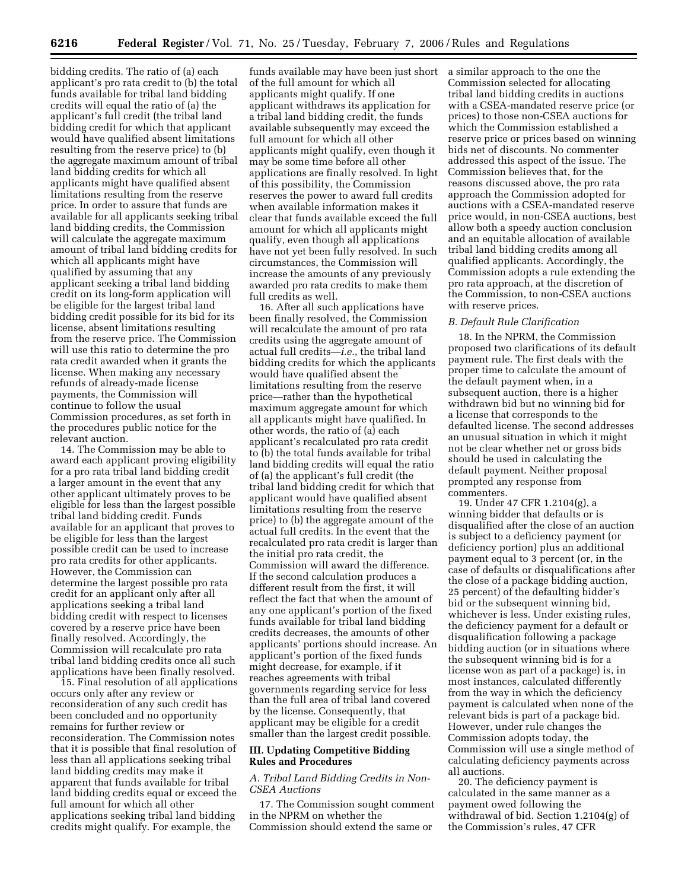bidding credits. The ratio of (a) each applicant's pro rata credit to (b) the total funds available for tribal land bidding credits will equal the ratio of (a) the applicant's full credit (the tribal land bidding credit for which that applicant would have qualified absent limitations resulting from the reserve price) to (b) the aggregate maximum amount of tribal land bidding credits for which all applicants might have qualified absent limitations resulting from the reserve price. In order to assure that funds are available for all applicants seeking tribal land bidding credits, the Commission will calculate the aggregate maximum amount of tribal land bidding credits for which all applicants might have qualified by assuming that any applicant seeking a tribal land bidding credit on its long-form application will be eligible for the largest tribal land bidding credit possible for its bid for its license, absent limitations resulting from the reserve price. The Commission will use this ratio to determine the pro rata credit awarded when it grants the license. When making any necessary refunds of already-made license payments, the Commission will continue to follow the usual Commission procedures, as set forth in the procedures public notice for the relevant auction.

14. The Commission may be able to award each applicant proving eligibility for a pro rata tribal land bidding credit a larger amount in the event that any other applicant ultimately proves to be eligible for less than the largest possible tribal land bidding credit. Funds available for an applicant that proves to be eligible for less than the largest possible credit can be used to increase pro rata credits for other applicants. However, the Commission can determine the largest possible pro rata credit for an applicant only after all applications seeking a tribal land bidding credit with respect to licenses covered by a reserve price have been finally resolved. Accordingly, the Commission will recalculate pro rata tribal land bidding credits once all such applications have been finally resolved.

15. Final resolution of all applications occurs only after any review or reconsideration of any such credit has been concluded and no opportunity remains for further review or reconsideration. The Commission notes that it is possible that final resolution of less than all applications seeking tribal land bidding credits may make it apparent that funds available for tribal land bidding credits equal or exceed the full amount for which all other applications seeking tribal land bidding credits might qualify. For example, the funds available may have been just short of the full amount for which all applicants might qualify. If one applicant withdraws its application for a tribal land bidding credit, the funds available subsequently may exceed the full amount for which all other applicants might qualify, even though it may be some time before all other applications are finally resolved. In light of this possibility, the Commission reserves the power to award full credits when available information makes it clear that funds available exceed the full amount for which all applicants might qualify, even though all applications have not yet been fully resolved. In such circumstances, the Commission will increase the amounts of any previously awarded pro rata credits to make them full credits as well.

16. After all such applications have been finally resolved, the Commission will recalculate the amount of pro rata credits using the aggregate amount of actual full credits—*i.e.*, the tribal land bidding credits for which the applicants would have qualified absent the limitations resulting from the reserve price—rather than the hypothetical maximum aggregate amount for which all applicants might have qualified. In other words, the ratio of (a) each applicant's recalculated pro rata credit to (b) the total funds available for tribal land bidding credits will equal the ratio of (a) the applicant's full credit (the tribal land bidding credit for which that applicant would have qualified absent limitations resulting from the reserve price) to (b) the aggregate amount of the actual full credits. In the event that the recalculated pro rata credit is larger than the initial pro rata credit, the Commission will award the difference. If the second calculation produces a different result from the first, it will reflect the fact that when the amount of any one applicant's portion of the fixed funds available for tribal land bidding credits decreases, the amounts of other applicants' portions should increase. An applicant's portion of the fixed funds might decrease, for example, if it reaches agreements with tribal governments regarding service for less than the full area of tribal land covered by the license. Consequently, that applicant may be eligible for a credit smaller than the largest credit possible.

## III. Updating Competitive Bidding Rules and Procedures

### *A. Tribal Land Bidding Credits in Non-CSEA Auctions*

17. The Commission sought comment in the NPRM on whether the Commission should extend the same or a similar approach to the one the Commission selected for allocating tribal land bidding credits in auctions with a CSEA-mandated reserve price (or prices) to those non-CSEA auctions for which the Commission established a reserve price or prices based on winning bids net of discounts. No commenter addressed this aspect of the issue. The Commission believes that, for the reasons discussed above, the pro rata approach the Commission adopted for auctions with a CSEA-mandated reserve price would, in non-CSEA auctions, best allow both a speedy auction conclusion and an equitable allocation of available tribal land bidding credits among all qualified applicants. Accordingly, the Commission adopts a rule extending the pro rata approach, at the discretion of the Commission, to non-CSEA auctions with reserve prices.

### *B. Default Rule Clarification*

18. In the NPRM, the Commission proposed two clarifications of its default payment rule. The first deals with the proper time to calculate the amount of the default payment when, in a subsequent auction, there is a higher withdrawn bid but no winning bid for a license that corresponds to the defaulted license. The second addresses an unusual situation in which it might not be clear whether net or gross bids should be used in calculating the default payment. Neither proposal prompted any response from commenters.

19. Under 47 CFR 1.2104(g), a winning bidder that defaults or is disqualified after the close of an auction is subject to a deficiency payment (or deficiency portion) plus an additional payment equal to 3 percent (or, in the case of defaults or disqualifications after the close of a package bidding auction, 25 percent) of the defaulting bidder's bid or the subsequent winning bid, whichever is less. Under existing rules, the deficiency payment for a default or disqualification following a package bidding auction (or in situations where the subsequent winning bid is for a license won as part of a package) is, in most instances, calculated differently from the way in which the deficiency payment is calculated when none of the relevant bids is part of a package bid. However, under rule changes the Commission adopts today, the Commission will use a single method of calculating deficiency payments across all auctions.

20. The deficiency payment is calculated in the same manner as a payment owed following the withdrawal of bid. Section 1.2104(g) of the Commission's rules, 47 CFR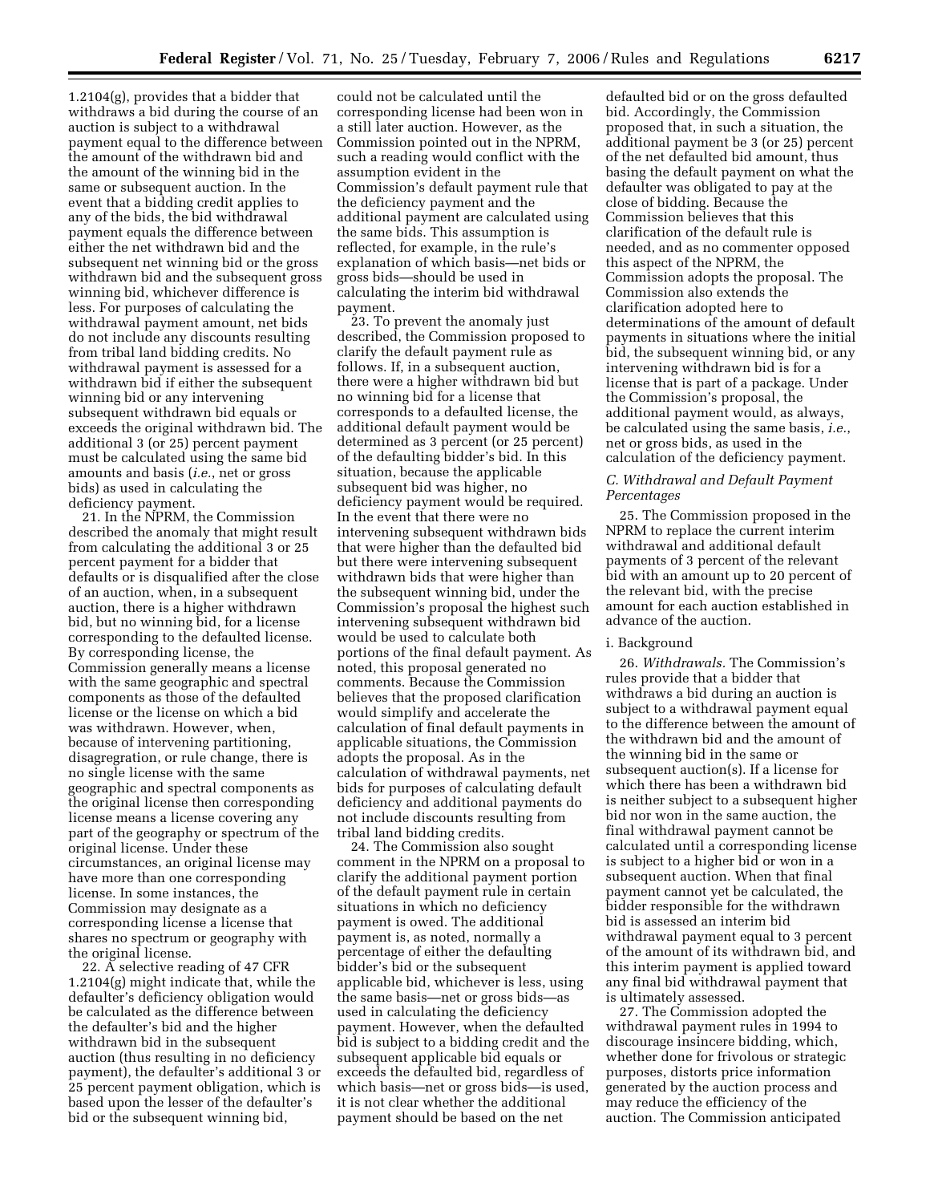1.2104(g), provides that a bidder that withdraws a bid during the course of an auction is subject to a withdrawal payment equal to the difference between the amount of the withdrawn bid and the amount of the winning bid in the same or subsequent auction. In the event that a bidding credit applies to any of the bids, the bid withdrawal payment equals the difference between either the net withdrawn bid and the subsequent net winning bid or the gross withdrawn bid and the subsequent gross winning bid, whichever difference is less. For purposes of calculating the withdrawal payment amount, net bids do not include any discounts resulting from tribal land bidding credits. No withdrawal payment is assessed for a withdrawn bid if either the subsequent winning bid or any intervening subsequent withdrawn bid equals or exceeds the original withdrawn bid. The additional 3 (or 25) percent payment must be calculated using the same bid amounts and basis (*i.e.*, net or gross bids) as used in calculating the deficiency payment.

21. In the NPRM, the Commission described the anomaly that might result from calculating the additional 3 or 25 percent payment for a bidder that defaults or is disqualified after the close of an auction, when, in a subsequent auction, there is a higher withdrawn bid, but no winning bid, for a license corresponding to the defaulted license. By corresponding license, the Commission generally means a license with the same geographic and spectral components as those of the defaulted license or the license on which a bid was withdrawn. However, when, because of intervening partitioning, disagregration, or rule change, there is no single license with the same geographic and spectral components as the original license then corresponding license means a license covering any part of the geography or spectrum of the original license. Under these circumstances, an original license may have more than one corresponding license. In some instances, the Commission may designate as a corresponding license a license that shares no spectrum or geography with the original license.

22. A selective reading of 47 CFR 1.2104(g) might indicate that, while the defaulter's deficiency obligation would be calculated as the difference between the defaulter's bid and the higher withdrawn bid in the subsequent auction (thus resulting in no deficiency payment), the defaulter's additional 3 or 25 percent payment obligation, which is based upon the lesser of the defaulter's bid or the subsequent winning bid, could not be calculated until the corresponding license had been won in a still later auction. However, as the Commission pointed out in the NPRM, such a reading would conflict with the assumption evident in the Commission's default payment rule that the deficiency payment and the additional payment are calculated using the same bids. This assumption is reflected, for example, in the rule's explanation of which basis—net bids or gross bids—should be used in calculating the interim bid withdrawal payment.

23. To prevent the anomaly just described, the Commission proposed to clarify the default payment rule as follows. If, in a subsequent auction, there were a higher withdrawn bid but no winning bid for a license that corresponds to a defaulted license, the additional default payment would be determined as 3 percent (or 25 percent) of the defaulting bidder's bid. In this situation, because the applicable subsequent bid was higher, no deficiency payment would be required. In the event that there were no intervening subsequent withdrawn bids that were higher than the defaulted bid but there were intervening subsequent withdrawn bids that were higher than the subsequent winning bid, under the Commission's proposal the highest such intervening subsequent withdrawn bid would be used to calculate both portions of the final default payment. As noted, this proposal generated no comments. Because the Commission believes that the proposed clarification would simplify and accelerate the calculation of final default payments in applicable situations, the Commission adopts the proposal. As in the calculation of withdrawal payments, net bids for purposes of calculating default deficiency and additional payments do not include discounts resulting from tribal land bidding credits.

24. The Commission also sought comment in the NPRM on a proposal to clarify the additional payment portion of the default payment rule in certain situations in which no deficiency payment is owed. The additional payment is, as noted, normally a percentage of either the defaulting bidder's bid or the subsequent applicable bid, whichever is less, using the same basis—net or gross bids—as used in calculating the deficiency payment. However, when the defaulted bid is subject to a bidding credit and the subsequent applicable bid equals or exceeds the defaulted bid, regardless of which basis—net or gross bids—is used, it is not clear whether the additional payment should be based on the net defaulted bid or on the gross defaulted bid. Accordingly, the Commission proposed that, in such a situation, the additional payment be 3 (or 25) percent of the net defaulted bid amount, thus basing the default payment on what the defaulter was obligated to pay at the close of bidding. Because the Commission believes that this clarification of the default rule is needed, and as no commenter opposed this aspect of the NPRM, the Commission adopts the proposal. The Commission also extends the clarification adopted here to determinations of the amount of default payments in situations where the initial bid, the subsequent winning bid, or any intervening withdrawn bid is for a license that is part of a package. Under the Commission's proposal, the additional payment would, as always, be calculated using the same basis, *i.e.*, net or gross bids, as used in the calculation of the deficiency payment.

*C. Withdrawal and Default Payment Percentages*

25. The Commission proposed in the NPRM to replace the current interim withdrawal and additional default payments of 3 percent of the relevant bid with an amount up to 20 percent of the relevant bid, with the precise amount for each auction established in advance of the auction.

i. Background

26. *Withdrawals.* The Commission's rules provide that a bidder that withdraws a bid during an auction is subject to a withdrawal payment equal to the difference between the amount of the withdrawn bid and the amount of the winning bid in the same or subsequent auction(s). If a license for which there has been a withdrawn bid is neither subject to a subsequent higher bid nor won in the same auction, the final withdrawal payment cannot be calculated until a corresponding license is subject to a higher bid or won in a subsequent auction. When that final payment cannot yet be calculated, the bidder responsible for the withdrawn bid is assessed an interim bid withdrawal payment equal to 3 percent of the amount of its withdrawn bid, and this interim payment is applied toward any final bid withdrawal payment that is ultimately assessed.

27. The Commission adopted the withdrawal payment rules in 1994 to discourage insincere bidding, which, whether done for frivolous or strategic purposes, distorts price information generated by the auction process and may reduce the efficiency of the auction. The Commission anticipated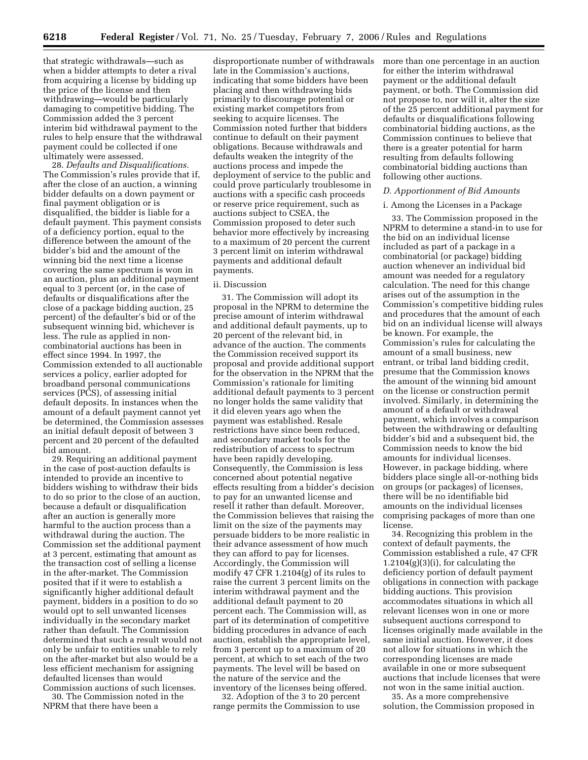that strategic withdrawals—such as when a bidder attempts to deter a rival from acquiring a license by bidding up the price of the license and then withdrawing—would be particularly damaging to competitive bidding. The Commission added the 3 percent interim bid withdrawal payment to the rules to help ensure that the withdrawal payment could be collected if one ultimately were assessed.

28. *Defaults and Disqualifications.* The Commission's rules provide that if, after the close of an auction, a winning bidder defaults on a down payment or final payment obligation or is disqualified, the bidder is liable for a default payment. This payment consists of a deficiency portion, equal to the difference between the amount of the bidder's bid and the amount of the winning bid the next time a license covering the same spectrum is won in an auction, plus an additional payment equal to 3 percent (or, in the case of defaults or disqualifications after the close of a package bidding auction, 25 percent) of the defaulter's bid or of the subsequent winning bid, whichever is less. The rule as applied in non-combinatorial auctions has been in effect since 1994. In 1997, the Commission extended to all auctionable services a policy, earlier adopted for broadband personal communications services (PCS), of assessing initial default deposits. In instances when the amount of a default payment cannot yet be determined, the Commission assesses an initial default deposit of between 3 percent and 20 percent of the defaulted bid amount.

29. Requiring an additional payment in the case of post-auction defaults is intended to provide an incentive to bidders wishing to withdraw their bids to do so prior to the close of an auction, because a default or disqualification after an auction is generally more harmful to the auction process than a withdrawal during the auction. The Commission set the additional payment at 3 percent, estimating that amount as the transaction cost of selling a license in the after-market. The Commission posited that if it were to establish a significantly higher additional default payment, bidders in a position to do so would opt to sell unwanted licenses individually in the secondary market rather than default. The Commission determined that such a result would not only be unfair to entities unable to rely on the after-market but also would be a less efficient mechanism for assigning defaulted licenses than would Commission auctions of such licenses.

30. The Commission noted in the NPRM that there have been a disproportionate number of withdrawals late in the Commission's auctions, indicating that some bidders have been placing and then withdrawing bids primarily to discourage potential or existing market competitors from seeking to acquire licenses. The Commission noted further that bidders continue to default on their payment obligations. Because withdrawals and defaults weaken the integrity of the auctions process and impede the deployment of service to the public and could prove particularly troublesome in auctions with a specific cash proceeds or reserve price requirement, such as auctions subject to CSEA, the Commission proposed to deter such behavior more effectively by increasing to a maximum of 20 percent the current 3 percent limit on interim withdrawal payments and additional default payments.

ii. Discussion

31. The Commission will adopt its proposal in the NPRM to determine the precise amount of interim withdrawal and additional default payments, up to 20 percent of the relevant bid, in advance of the auction. The comments the Commission received support its proposal and provide additional support for the observation in the NPRM that the Commission's rationale for limiting additional default payments to 3 percent no longer holds the same validity that it did eleven years ago when the payment was established. Resale restrictions have since been reduced, and secondary market tools for the redistribution of access to spectrum have been rapidly developing. Consequently, the Commission is less concerned about potential negative effects resulting from a bidder's decision to pay for an unwanted license and resell it rather than default. Moreover, the Commission believes that raising the limit on the size of the payments may persuade bidders to be more realistic in their advance assessment of how much they can afford to pay for licenses. Accordingly, the Commission will modify 47 CFR 1.2104(g) of its rules to raise the current 3 percent limits on the interim withdrawal payment and the additional default payment to 20 percent each. The Commission will, as part of its determination of competitive bidding procedures in advance of each auction, establish the appropriate level, from 3 percent up to a maximum of 20 percent, at which to set each of the two payments. The level will be based on the nature of the service and the inventory of the licenses being offered.

32. Adoption of the 3 to 20 percent range permits the Commission to use more than one percentage in an auction for either the interim withdrawal payment or the additional default payment, or both. The Commission did not propose to, nor will it, alter the size of the 25 percent additional payment for defaults or disqualifications following combinatorial bidding auctions, as the Commission continues to believe that there is a greater potential for harm resulting from defaults following combinatorial bidding auctions than following other auctions.

*D. Apportionment of Bid Amounts*

i. Among the Licenses in a Package

33. The Commission proposed in the NPRM to determine a stand-in to use for the bid on an individual license included as part of a package in a combinatorial (or package) bidding auction whenever an individual bid amount was needed for a regulatory calculation. The need for this change arises out of the assumption in the Commission's competitive bidding rules and procedures that the amount of each bid on an individual license will always be known. For example, the Commission's rules for calculating the amount of a small business, new entrant, or tribal land bidding credit, presume that the Commission knows the amount of the winning bid amount on the license or construction permit involved. Similarly, in determining the amount of a default or withdrawal payment, which involves a comparison between the withdrawing or defaulting bidder's bid and a subsequent bid, the Commission needs to know the bid amounts for individual licenses. However, in package bidding, where bidders place single all-or-nothing bids on groups (or packages) of licenses, there will be no identifiable bid amounts on the individual licenses comprising packages of more than one license.

34. Recognizing this problem in the context of default payments, the Commission established a rule, 47 CFR 1.2104(g)(3)(i), for calculating the deficiency portion of default payment obligations in connection with package bidding auctions. This provision accommodates situations in which all relevant licenses won in one or more subsequent auctions correspond to licenses originally made available in the same initial auction. However, it does not allow for situations in which the corresponding licenses are made available in one or more subsequent auctions that include licenses that were not won in the same initial auction.

35. As a more comprehensive solution, the Commission proposed in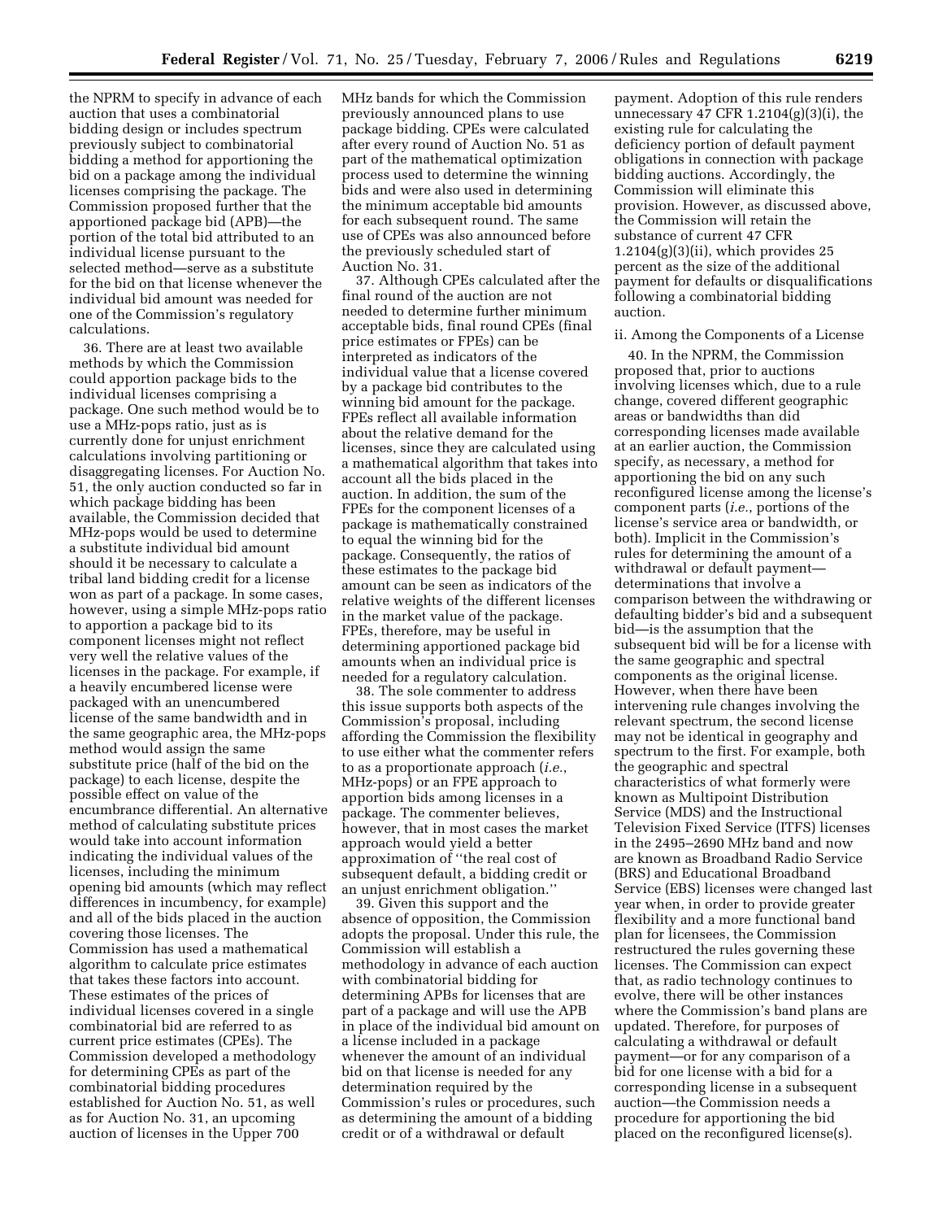the NPRM to specify in advance of each auction that uses a combinatorial bidding design or includes spectrum previously subject to combinatorial bidding a method for apportioning the bid on a package among the individual licenses comprising the package. The Commission proposed further that the apportioned package bid (APB)—the portion of the total bid attributed to an individual license pursuant to the selected method—serve as a substitute for the bid on that license whenever the individual bid amount was needed for one of the Commission's regulatory calculations.

36. There are at least two available methods by which the Commission could apportion package bids to the individual licenses comprising a package. One such method would be to use a MHz-pops ratio, just as is currently done for unjust enrichment calculations involving partitioning or disaggregating licenses. For Auction No. 51, the only auction conducted so far in which package bidding has been available, the Commission decided that MHz-pops would be used to determine a substitute individual bid amount should it be necessary to calculate a tribal land bidding credit for a license won as part of a package. In some cases, however, using a simple MHz-pops ratio to apportion a package bid to its component licenses might not reflect very well the relative values of the licenses in the package. For example, if a heavily encumbered license were packaged with an unencumbered license of the same bandwidth and in the same geographic area, the MHz-pops method would assign the same substitute price (half of the bid on the package) to each license, despite the possible effect on value of the encumbrance differential. An alternative method of calculating substitute prices would take into account information indicating the individual values of the licenses, including the minimum opening bid amounts (which may reflect differences in incumbency, for example) and all of the bids placed in the auction covering those licenses. The Commission has used a mathematical algorithm to calculate price estimates that takes these factors into account. These estimates of the prices of individual licenses covered in a single combinatorial bid are referred to as current price estimates (CPEs). The Commission developed a methodology for determining CPEs as part of the combinatorial bidding procedures established for Auction No. 51, as well as for Auction No. 31, an upcoming auction of licenses in the Upper 700 MHz bands for which the Commission previously announced plans to use package bidding. CPEs were calculated after every round of Auction No. 51 as part of the mathematical optimization process used to determine the winning bids and were also used in determining the minimum acceptable bid amounts for each subsequent round. The same use of CPEs was also announced before the previously scheduled start of Auction No. 31.

37. Although CPEs calculated after the final round of the auction are not needed to determine further minimum acceptable bids, final round CPEs (final price estimates or FPEs) can be interpreted as indicators of the individual value that a license covered by a package bid contributes to the winning bid amount for the package. FPEs reflect all available information about the relative demand for the licenses, since they are calculated using a mathematical algorithm that takes into account all the bids placed in the auction. In addition, the sum of the FPEs for the component licenses of a package is mathematically constrained to equal the winning bid for the package. Consequently, the ratios of these estimates to the package bid amount can be seen as indicators of the relative weights of the different licenses in the market value of the package. FPEs, therefore, may be useful in determining apportioned package bid amounts when an individual price is needed for a regulatory calculation.

38. The sole commenter to address this issue supports both aspects of the Commission's proposal, including affording the Commission the flexibility to use either what the commenter refers to as a proportionate approach (*i.e.*, MHz-pops) or an FPE approach to apportion bids among licenses in a package. The commenter believes, however, that in most cases the market approach would yield a better approximation of "the real cost of subsequent default, a bidding credit or an unjust enrichment obligation."

39. Given this support and the absence of opposition, the Commission adopts the proposal. Under this rule, the Commission will establish a methodology in advance of each auction with combinatorial bidding for determining APBs for licenses that are part of a package and will use the APB in place of the individual bid amount on a license included in a package whenever the amount of an individual bid on that license is needed for any determination required by the Commission's rules or procedures, such as determining the amount of a bidding credit or of a withdrawal or default payment. Adoption of this rule renders unnecessary 47 CFR 1.2104(g)(3)(i), the existing rule for calculating the deficiency portion of default payment obligations in connection with package bidding auctions. Accordingly, the Commission will eliminate this provision. However, as discussed above, the Commission will retain the substance of current 47 CFR 1.2104(g)(3)(ii), which provides 25 percent as the size of the additional payment for defaults or disqualifications following a combinatorial bidding auction.

ii. Among the Components of a License

40. In the NPRM, the Commission proposed that, prior to auctions involving licenses which, due to a rule change, covered different geographic areas or bandwidths than did corresponding licenses made available at an earlier auction, the Commission specify, as necessary, a method for apportioning the bid on any such reconfigured license among the license's component parts (*i.e.*, portions of the license's service area or bandwidth, or both). Implicit in the Commission's rules for determining the amount of a withdrawal or default payment—determinations that involve a comparison between the withdrawing or defaulting bidder's bid and a subsequent bid—is the assumption that the subsequent bid will be for a license with the same geographic and spectral components as the original license. However, when there have been intervening rule changes involving the relevant spectrum, the second license may not be identical in geography and spectrum to the first. For example, both the geographic and spectral characteristics of what formerly were known as Multipoint Distribution Service (MDS) and the Instructional Television Fixed Service (ITFS) licenses in the 2495–2690 MHz band and now are known as Broadband Radio Service (BRS) and Educational Broadband Service (EBS) licenses were changed last year when, in order to provide greater flexibility and a more functional band plan for licensees, the Commission restructured the rules governing these licenses. The Commission can expect that, as radio technology continues to evolve, there will be other instances where the Commission's band plans are updated. Therefore, for purposes of calculating a withdrawal or default payment—or for any comparison of a bid for one license with a bid for a corresponding license in a subsequent auction—the Commission needs a procedure for apportioning the bid placed on the reconfigured license(s).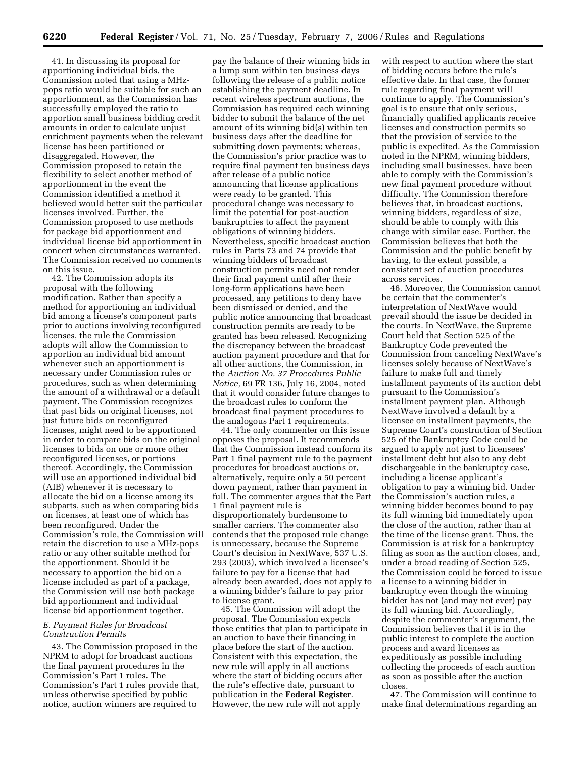41. In discussing its proposal for apportioning individual bids, the Commission noted that using a MHz-pops ratio would be suitable for such an apportionment, as the Commission has successfully employed the ratio to apportion small business bidding credit amounts in order to calculate unjust enrichment payments when the relevant license has been partitioned or disaggregated. However, the Commission proposed to retain the flexibility to select another method of apportionment in the event the Commission identified a method it believed would better suit the particular licenses involved. Further, the Commission proposed to use methods for package bid apportionment and individual license bid apportionment in concert when circumstances warranted. The Commission received no comments on this issue.

42. The Commission adopts its proposal with the following modification. Rather than specify a method for apportioning an individual bid among a license's component parts prior to auctions involving reconfigured licenses, the rule the Commission adopts will allow the Commission to apportion an individual bid amount whenever such an apportionment is necessary under Commission rules or procedures, such as when determining the amount of a withdrawal or a default payment. The Commission recognizes that past bids on original licenses, not just future bids on reconfigured licenses, might need to be apportioned in order to compare bids on the original licenses to bids on one or more other reconfigured licenses, or portions thereof. Accordingly, the Commission will use an apportioned individual bid (AIB) whenever it is necessary to allocate the bid on a license among its subparts, such as when comparing bids on licenses, at least one of which has been reconfigured. Under the Commission's rule, the Commission will retain the discretion to use a MHz-pops ratio or any other suitable method for the apportionment. Should it be necessary to apportion the bid on a license included as part of a package, the Commission will use both package bid apportionment and individual license bid apportionment together.

### *E. Payment Rules for Broadcast Construction Permits*

43. The Commission proposed in the NPRM to adopt for broadcast auctions the final payment procedures in the Commission's Part 1 rules. The Commission's Part 1 rules provide that, unless otherwise specified by public notice, auction winners are required to pay the balance of their winning bids in a lump sum within ten business days following the release of a public notice establishing the payment deadline. In recent wireless spectrum auctions, the Commission has required each winning bidder to submit the balance of the net amount of its winning bid(s) within ten business days after the deadline for submitting down payments; whereas, the Commission's prior practice was to require final payment ten business days after release of a public notice announcing that license applications were ready to be granted. This procedural change was necessary to limit the potential for post-auction bankruptcies to affect the payment obligations of winning bidders. Nevertheless, specific broadcast auction rules in Parts 73 and 74 provide that winning bidders of broadcast construction permits need not render their final payment until after their long-form applications have been processed, any petitions to deny have been dismissed or denied, and the public notice announcing that broadcast construction permits are ready to be granted has been released. Recognizing the discrepancy between the broadcast auction payment procedure and that for all other auctions, the Commission, in the *Auction No. 37 Procedures Public Notice,* 69 FR 136, July 16, 2004, noted that it would consider future changes to the broadcast rules to conform the broadcast final payment procedures to the analogous Part 1 requirements.

44. The only commenter on this issue opposes the proposal. It recommends that the Commission instead conform its Part 1 final payment rule to the payment procedures for broadcast auctions or, alternatively, require only a 50 percent down payment, rather than payment in full. The commenter argues that the Part 1 final payment rule is disproportionately burdensome to smaller carriers. The commenter also contends that the proposed rule change is unnecessary, because the Supreme Court's decision in NextWave, 537 U.S. 293 (2003), which involved a licensee's failure to pay for a license that had already been awarded, does not apply to a winning bidder's failure to pay prior to license grant.

45. The Commission will adopt the proposal. The Commission expects those entities that plan to participate in an auction to have their financing in place before the start of the auction. Consistent with this expectation, the new rule will apply in all auctions where the start of bidding occurs after the rule's effective date, pursuant to publication in the **Federal Register**. However, the new rule will not apply with respect to auction where the start of bidding occurs before the rule's effective date. In that case, the former rule regarding final payment will continue to apply. The Commission's goal is to ensure that only serious, financially qualified applicants receive licenses and construction permits so that the provision of service to the public is expedited. As the Commission noted in the NPRM, winning bidders, including small businesses, have been able to comply with the Commission's new final payment procedure without difficulty. The Commission therefore believes that, in broadcast auctions, winning bidders, regardless of size, should be able to comply with this change with similar ease. Further, the Commission believes that both the Commission and the public benefit by having, to the extent possible, a consistent set of auction procedures across services.

46. Moreover, the Commission cannot be certain that the commenter's interpretation of NextWave would prevail should the issue be decided in the courts. In NextWave, the Supreme Court held that Section 525 of the Bankruptcy Code prevented the Commission from canceling NextWave's licenses solely because of NextWave's failure to make full and timely installment payments of its auction debt pursuant to the Commission's installment payment plan. Although NextWave involved a default by a licensee on installment payments, the Supreme Court's construction of Section 525 of the Bankruptcy Code could be argued to apply not just to licensees' installment debt but also to any debt dischargeable in the bankruptcy case, including a license applicant's obligation to pay a winning bid. Under the Commission's auction rules, a winning bidder becomes bound to pay its full winning bid immediately upon the close of the auction, rather than at the time of the license grant. Thus, the Commission is at risk for a bankruptcy filing as soon as the auction closes, and, under a broad reading of Section 525, the Commission could be forced to issue a license to a winning bidder in bankruptcy even though the winning bidder has not (and may not ever) pay its full winning bid. Accordingly, despite the commenter's argument, the Commission believes that it is in the public interest to complete the auction process and award licenses as expeditiously as possible including collecting the proceeds of each auction as soon as possible after the auction closes.

47. The Commission will continue to make final determinations regarding an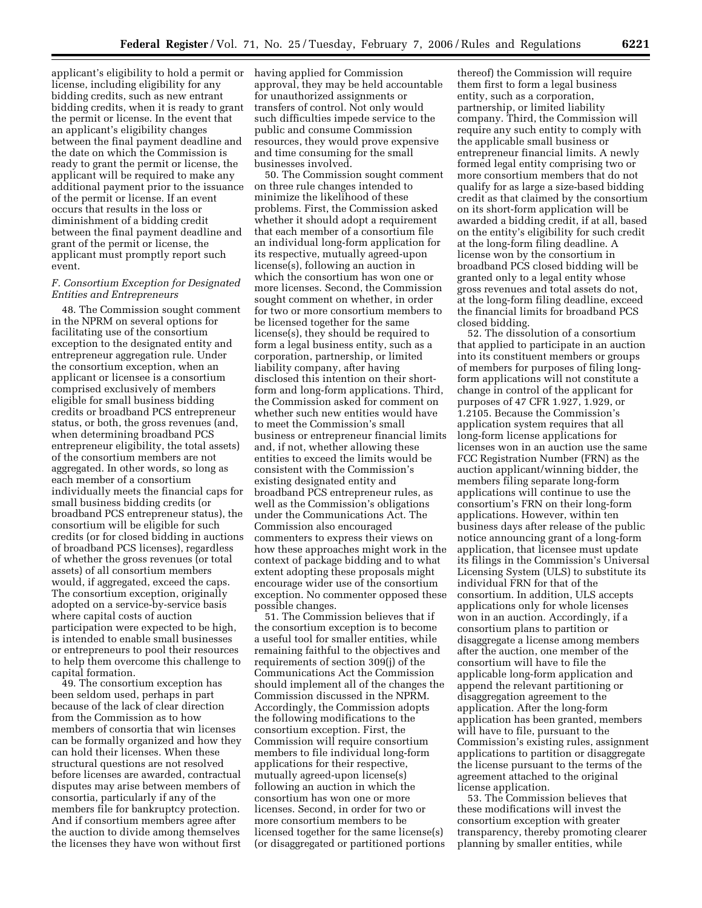applicant's eligibility to hold a permit or license, including eligibility for any bidding credits, such as new entrant bidding credits, when it is ready to grant the permit or license. In the event that an applicant's eligibility changes between the final payment deadline and the date on which the Commission is ready to grant the permit or license, the applicant will be required to make any additional payment prior to the issuance of the permit or license. If an event occurs that results in the loss or diminishment of a bidding credit between the final payment deadline and grant of the permit or license, the applicant must promptly report such event.

### *F. Consortium Exception for Designated Entities and Entrepreneurs*

48. The Commission sought comment in the NPRM on several options for facilitating use of the consortium exception to the designated entity and entrepreneur aggregation rule. Under the consortium exception, when an applicant or licensee is a consortium comprised exclusively of members eligible for small business bidding credits or broadband PCS entrepreneur status, or both, the gross revenues (and, when determining broadband PCS entrepreneur eligibility, the total assets) of the consortium members are not aggregated. In other words, so long as each member of a consortium individually meets the financial caps for small business bidding credits (or broadband PCS entrepreneur status), the consortium will be eligible for such credits (or for closed bidding in auctions of broadband PCS licenses), regardless of whether the gross revenues (or total assets) of all consortium members would, if aggregated, exceed the caps. The consortium exception, originally adopted on a service-by-service basis where capital costs of auction participation were expected to be high, is intended to enable small businesses or entrepreneurs to pool their resources to help them overcome this challenge to capital formation.

49. The consortium exception has been seldom used, perhaps in part because of the lack of clear direction from the Commission as to how members of consortia that win licenses can be formally organized and how they can hold their licenses. When these structural questions are not resolved before licenses are awarded, contractual disputes may arise between members of consortia, particularly if any of the members file for bankruptcy protection. And if consortium members agree after the auction to divide among themselves the licenses they have won without first having applied for Commission approval, they may be held accountable for unauthorized assignments or transfers of control. Not only would such difficulties impede service to the public and consume Commission resources, they would prove expensive and time consuming for the small businesses involved.

50. The Commission sought comment on three rule changes intended to minimize the likelihood of these problems. First, the Commission asked whether it should adopt a requirement that each member of a consortium file an individual long-form application for its respective, mutually agreed-upon license(s), following an auction in which the consortium has won one or more licenses. Second, the Commission sought comment on whether, in order for two or more consortium members to be licensed together for the same license(s), they should be required to form a legal business entity, such as a corporation, partnership, or limited liability company, after having disclosed this intention on their short-form and long-form applications. Third, the Commission asked for comment on whether such new entities would have to meet the Commission's small business or entrepreneur financial limits and, if not, whether allowing these entities to exceed the limits would be consistent with the Commission's existing designated entity and broadband PCS entrepreneur rules, as well as the Commission's obligations under the Communications Act. The Commission also encouraged commenters to express their views on how these approaches might work in the context of package bidding and to what extent adopting these proposals might encourage wider use of the consortium exception. No commenter opposed these possible changes.

51. The Commission believes that if the consortium exception is to become a useful tool for smaller entities, while remaining faithful to the objectives and requirements of section 309(j) of the Communications Act the Commission should implement all of the changes the Commission discussed in the NPRM. Accordingly, the Commission adopts the following modifications to the consortium exception. First, the Commission will require consortium members to file individual long-form applications for their respective, mutually agreed-upon license(s) following an auction in which the consortium has won one or more licenses. Second, in order for two or more consortium members to be licensed together for the same license(s) (or disaggregated or partitioned portions thereof) the Commission will require them first to form a legal business entity, such as a corporation, partnership, or limited liability company. Third, the Commission will require any such entity to comply with the applicable small business or entrepreneur financial limits. A newly formed legal entity comprising two or more consortium members that do not qualify for as large a size-based bidding credit as that claimed by the consortium on its short-form application will be awarded a bidding credit, if at all, based on the entity's eligibility for such credit at the long-form filing deadline. A license won by the consortium in broadband PCS closed bidding will be granted only to a legal entity whose gross revenues and total assets do not, at the long-form filing deadline, exceed the financial limits for broadband PCS closed bidding.

52. The dissolution of a consortium that applied to participate in an auction into its constituent members or groups of members for purposes of filing long-form applications will not constitute a change in control of the applicant for purposes of 47 CFR 1.927, 1.929, or 1.2105. Because the Commission's application system requires that all long-form license applications for licenses won in an auction use the same FCC Registration Number (FRN) as the auction applicant/winning bidder, the members filing separate long-form applications will continue to use the consortium's FRN on their long-form applications. However, within ten business days after release of the public notice announcing grant of a long-form application, that licensee must update its filings in the Commission's Universal Licensing System (ULS) to substitute its individual FRN for that of the consortium. In addition, ULS accepts applications only for whole licenses won in an auction. Accordingly, if a consortium plans to partition or disaggregate a license among members after the auction, one member of the consortium will have to file the applicable long-form application and append the relevant partitioning or disaggregation agreement to the application. After the long-form application has been granted, members will have to file, pursuant to the Commission's existing rules, assignment applications to partition or disaggregate the license pursuant to the terms of the agreement attached to the original license application.

53. The Commission believes that these modifications will invest the consortium exception with greater transparency, thereby promoting clearer planning by smaller entities, while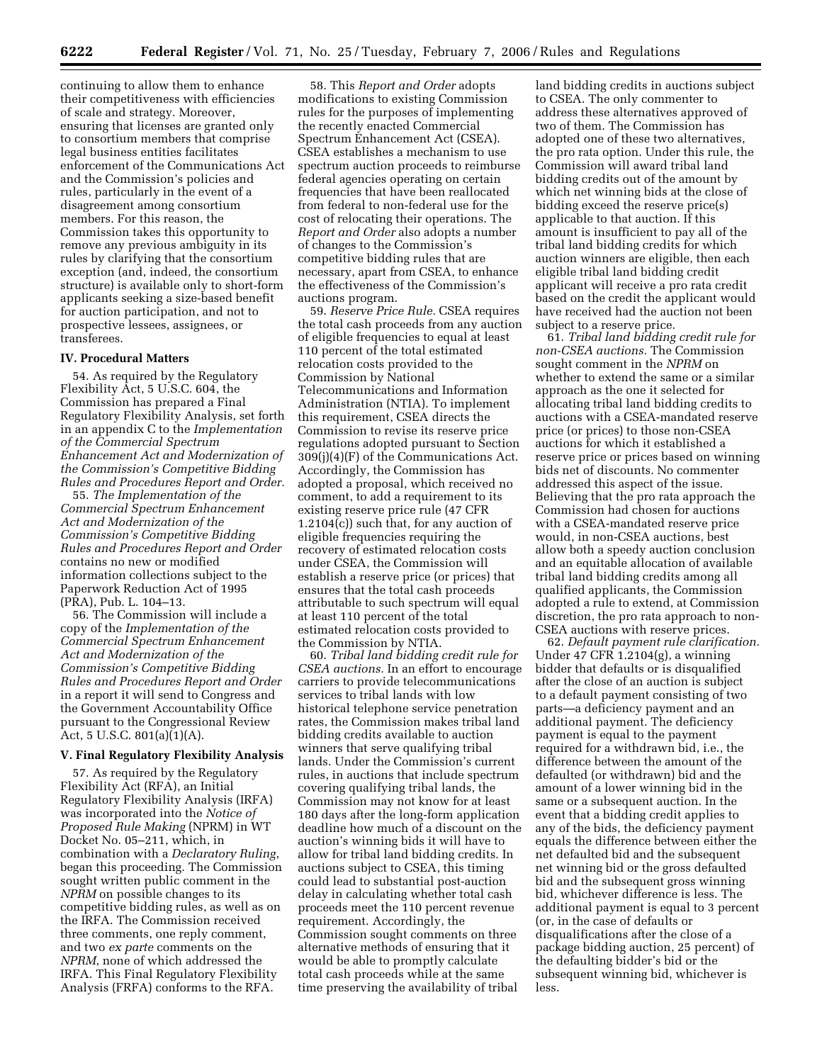continuing to allow them to enhance their competitiveness with efficiencies of scale and strategy. Moreover, ensuring that licenses are granted only to consortium members that comprise legal business entities facilitates enforcement of the Communications Act and the Commission's policies and rules, particularly in the event of a disagreement among consortium members. For this reason, the Commission takes this opportunity to remove any previous ambiguity in its rules by clarifying that the consortium exception (and, indeed, the consortium structure) is available only to short-form applicants seeking a size-based benefit for auction participation, and not to prospective lessees, assignees, or transferees.

## IV. Procedural Matters

54. As required by the Regulatory Flexibility Act, 5 U.S.C. 604, the Commission has prepared a Final Regulatory Flexibility Analysis, set forth in an appendix C to the *Implementation of the Commercial Spectrum Enhancement Act and Modernization of the Commission's Competitive Bidding Rules and Procedures Report and Order.*

55. *The Implementation of the Commercial Spectrum Enhancement Act and Modernization of the Commission's Competitive Bidding Rules and Procedures Report and Order* contains no new or modified information collections subject to the Paperwork Reduction Act of 1995 (PRA), Pub. L. 104–13.

56. The Commission will include a copy of the *Implementation of the Commercial Spectrum Enhancement Act and Modernization of the Commission's Competitive Bidding Rules and Procedures Report and Order* in a report it will send to Congress and the Government Accountability Office pursuant to the Congressional Review Act, 5 U.S.C. 801(a)(1)(A).

## V. Final Regulatory Flexibility Analysis

57. As required by the Regulatory Flexibility Act (RFA), an Initial Regulatory Flexibility Analysis (IRFA) was incorporated into the *Notice of Proposed Rule Making* (NPRM) in WT Docket No. 05–211, which, in combination with a *Declaratory Ruling*, began this proceeding. The Commission sought written public comment in the *NPRM* on possible changes to its competitive bidding rules, as well as on the IRFA. The Commission received three comments, one reply comment, and two *ex parte* comments on the *NPRM*, none of which addressed the IRFA. This Final Regulatory Flexibility Analysis (FRFA) conforms to the RFA.

58. This *Report and Order* adopts modifications to existing Commission rules for the purposes of implementing the recently enacted Commercial Spectrum Enhancement Act (CSEA). CSEA establishes a mechanism to use spectrum auction proceeds to reimburse federal agencies operating on certain frequencies that have been reallocated from federal to non-federal use for the cost of relocating their operations. The *Report and Order* also adopts a number of changes to the Commission's competitive bidding rules that are necessary, apart from CSEA, to enhance the effectiveness of the Commission's auctions program.

59. *Reserve Price Rule.* CSEA requires the total cash proceeds from any auction of eligible frequencies to equal at least 110 percent of the total estimated relocation costs provided to the Commission by National Telecommunications and Information Administration (NTIA). To implement this requirement, CSEA directs the Commission to revise its reserve price regulations adopted pursuant to Section 309(j)(4)(F) of the Communications Act. Accordingly, the Commission has adopted a proposal, which received no comment, to add a requirement to its existing reserve price rule (47 CFR 1.2104(c)) such that, for any auction of eligible frequencies requiring the recovery of estimated relocation costs under CSEA, the Commission will establish a reserve price (or prices) that ensures that the total cash proceeds attributable to such spectrum will equal at least 110 percent of the total estimated relocation costs provided to the Commission by NTIA.

60. *Tribal land bidding credit rule for CSEA auctions.* In an effort to encourage carriers to provide telecommunications services to tribal lands with low historical telephone service penetration rates, the Commission makes tribal land bidding credits available to auction winners that serve qualifying tribal lands. Under the Commission's current rules, in auctions that include spectrum covering qualifying tribal lands, the Commission may not know for at least 180 days after the long-form application deadline how much of a discount on the auction's winning bids it will have to allow for tribal land bidding credits. In auctions subject to CSEA, this timing could lead to substantial post-auction delay in calculating whether total cash proceeds meet the 110 percent revenue requirement. Accordingly, the Commission sought comments on three alternative methods of ensuring that it would be able to promptly calculate total cash proceeds while at the same time preserving the availability of tribal land bidding credits in auctions subject to CSEA. The only commenter to address these alternatives approved of two of them. The Commission has adopted one of these two alternatives, the pro rata option. Under this rule, the Commission will award tribal land bidding credits out of the amount by which net winning bids at the close of bidding exceed the reserve price(s) applicable to that auction. If this amount is insufficient to pay all of the tribal land bidding credits for which auction winners are eligible, then each eligible tribal land bidding credit applicant will receive a pro rata credit based on the credit the applicant would have received had the auction not been subject to a reserve price.

61. *Tribal land bidding credit rule for non-CSEA auctions.* The Commission sought comment in the *NPRM* on whether to extend the same or a similar approach as the one it selected for allocating tribal land bidding credits to auctions with a CSEA-mandated reserve price (or prices) to those non-CSEA auctions for which it established a reserve price or prices based on winning bids net of discounts. No commenter addressed this aspect of the issue. Believing that the pro rata approach the Commission had chosen for auctions with a CSEA-mandated reserve price would, in non-CSEA auctions, best allow both a speedy auction conclusion and an equitable allocation of available tribal land bidding credits among all qualified applicants, the Commission adopted a rule to extend, at Commission discretion, the pro rata approach to non-CSEA auctions with reserve prices.

62. *Default payment rule clarification.* Under 47 CFR 1.2104(g), a winning bidder that defaults or is disqualified after the close of an auction is subject to a default payment consisting of two parts—a deficiency payment and an additional payment. The deficiency payment is equal to the payment required for a withdrawn bid, i.e., the difference between the amount of the defaulted (or withdrawn) bid and the amount of a lower winning bid in the same or a subsequent auction. In the event that a bidding credit applies to any of the bids, the deficiency payment equals the difference between either the net defaulted bid and the subsequent net winning bid or the gross defaulted bid and the subsequent gross winning bid, whichever difference is less. The additional payment is equal to 3 percent (or, in the case of defaults or disqualifications after the close of a package bidding auction, 25 percent) of the defaulting bidder's bid or the subsequent winning bid, whichever is less.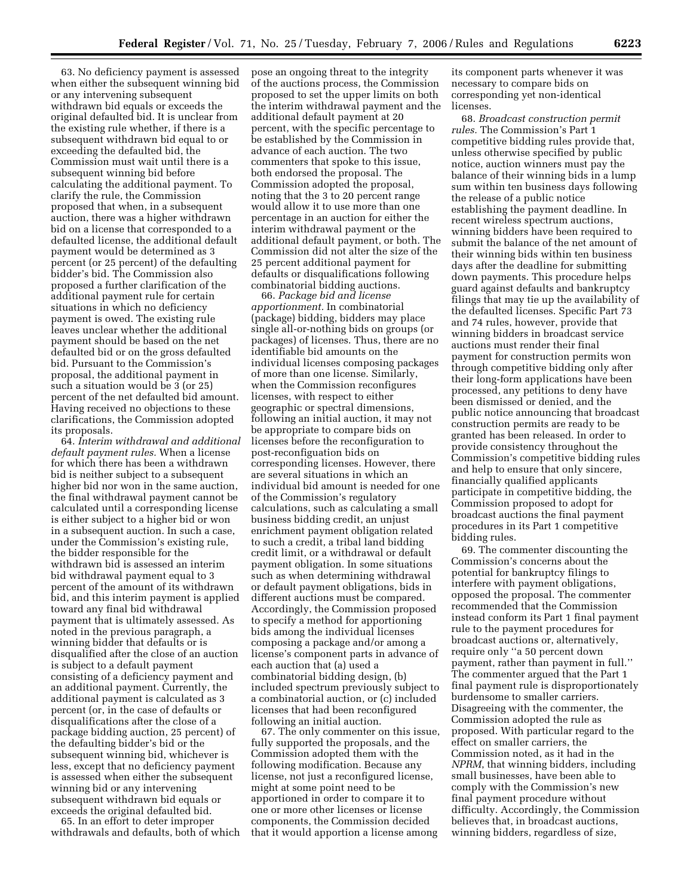63. No deficiency payment is assessed when either the subsequent winning bid or any intervening subsequent withdrawn bid equals or exceeds the original defaulted bid. It is unclear from the existing rule whether, if there is a subsequent withdrawn bid equal to or exceeding the defaulted bid, the Commission must wait until there is a subsequent winning bid before calculating the additional payment. To clarify the rule, the Commission proposed that when, in a subsequent auction, there was a higher withdrawn bid on a license that corresponded to a defaulted license, the additional default payment would be determined as 3 percent (or 25 percent) of the defaulting bidder's bid. The Commission also proposed a further clarification of the additional payment rule for certain situations in which no deficiency payment is owed. The existing rule leaves unclear whether the additional payment should be based on the net defaulted bid or on the gross defaulted bid. Pursuant to the Commission's proposal, the additional payment in such a situation would be 3 (or 25) percent of the net defaulted bid amount. Having received no objections to these clarifications, the Commission adopted its proposals.

64. *Interim withdrawal and additional default payment rules.* When a license for which there has been a withdrawn bid is neither subject to a subsequent higher bid nor won in the same auction, the final withdrawal payment cannot be calculated until a corresponding license is either subject to a higher bid or won in a subsequent auction. In such a case, under the Commission's existing rule, the bidder responsible for the withdrawn bid is assessed an interim bid withdrawal payment equal to 3 percent of the amount of its withdrawn bid, and this interim payment is applied toward any final bid withdrawal payment that is ultimately assessed. As noted in the previous paragraph, a winning bidder that defaults or is disqualified after the close of an auction is subject to a default payment consisting of a deficiency payment and an additional payment. Currently, the additional payment is calculated as 3 percent (or, in the case of defaults or disqualifications after the close of a package bidding auction, 25 percent) of the defaulting bidder's bid or the subsequent winning bid, whichever is less, except that no deficiency payment is assessed when either the subsequent winning bid or any intervening subsequent withdrawn bid equals or exceeds the original defaulted bid.

65. In an effort to deter improper withdrawals and defaults, both of which pose an ongoing threat to the integrity of the auctions process, the Commission proposed to set the upper limits on both the interim withdrawal payment and the additional default payment at 20 percent, with the specific percentage to be established by the Commission in advance of each auction. The two commenters that spoke to this issue, both endorsed the proposal. The Commission adopted the proposal, noting that the 3 to 20 percent range would allow it to use more than one percentage in an auction for either the interim withdrawal payment or the additional default payment, or both. The Commission did not alter the size of the 25 percent additional payment for defaults or disqualifications following combinatorial bidding auctions.

66. *Package bid and license apportionment.* In combinatorial (package) bidding, bidders may place single all-or-nothing bids on groups (or packages) of licenses. Thus, there are no identifiable bid amounts on the individual licenses composing packages of more than one license. Similarly, when the Commission reconfigures licenses, with respect to either geographic or spectral dimensions, following an initial auction, it may not be appropriate to compare bids on licenses before the reconfiguration to post-reconfiguation bids on corresponding licenses. However, there are several situations in which an individual bid amount is needed for one of the Commission's regulatory calculations, such as calculating a small business bidding credit, an unjust enrichment payment obligation related to such a credit, a tribal land bidding credit limit, or a withdrawal or default payment obligation. In some situations such as when determining withdrawal or default payment obligations, bids in different auctions must be compared. Accordingly, the Commission proposed to specify a method for apportioning bids among the individual licenses composing a package and/or among a license's component parts in advance of each auction that (a) used a combinatorial bidding design, (b) included spectrum previously subject to a combinatorial auction, or (c) included licenses that had been reconfigured following an initial auction.

67. The only commenter on this issue, fully supported the proposals, and the Commission adopted them with the following modification. Because any license, not just a reconfigured license, might at some point need to be apportioned in order to compare it to one or more other licenses or license components, the Commission decided that it would apportion a license among its component parts whenever it was necessary to compare bids on corresponding yet non-identical licenses.

68. *Broadcast construction permit rules.* The Commission's Part 1 competitive bidding rules provide that, unless otherwise specified by public notice, auction winners must pay the balance of their winning bids in a lump sum within ten business days following the release of a public notice establishing the payment deadline. In recent wireless spectrum auctions, winning bidders have been required to submit the balance of the net amount of their winning bids within ten business days after the deadline for submitting down payments. This procedure helps guard against defaults and bankruptcy filings that may tie up the availability of the defaulted licenses. Specific Part 73 and 74 rules, however, provide that winning bidders in broadcast service auctions must render their final payment for construction permits won through competitive bidding only after their long-form applications have been processed, any petitions to deny have been dismissed or denied, and the public notice announcing that broadcast construction permits are ready to be granted has been released. In order to provide consistency throughout the Commission's competitive bidding rules and help to ensure that only sincere, financially qualified applicants participate in competitive bidding, the Commission proposed to adopt for broadcast auctions the final payment procedures in its Part 1 competitive bidding rules.

69. The commenter discounting the Commission's concerns about the potential for bankruptcy filings to interfere with payment obligations, opposed the proposal. The commenter recommended that the Commission instead conform its Part 1 final payment rule to the payment procedures for broadcast auctions or, alternatively, require only ''a 50 percent down payment, rather than payment in full.'' The commenter argued that the Part 1 final payment rule is disproportionately burdensome to smaller carriers. Disagreeing with the commenter, the Commission adopted the rule as proposed. With particular regard to the effect on smaller carriers, the Commission noted, as it had in the *NPRM*, that winning bidders, including small businesses, have been able to comply with the Commission's new final payment procedure without difficulty. Accordingly, the Commission believes that, in broadcast auctions, winning bidders, regardless of size,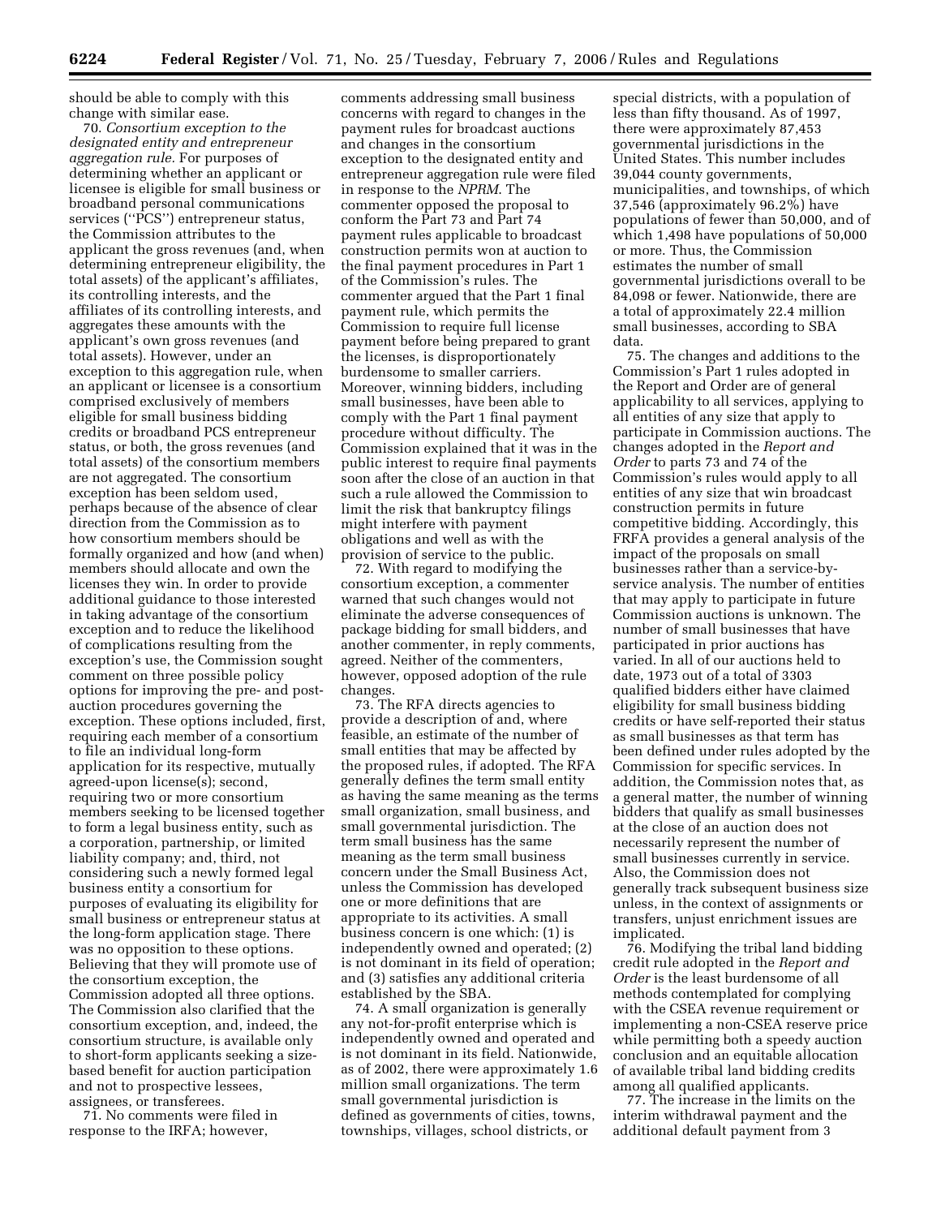should be able to comply with this change with similar ease.

70. *Consortium exception to the designated entity and entrepreneur aggregation rule.* For purposes of determining whether an applicant or licensee is eligible for small business or broadband personal communications services (''PCS'') entrepreneur status, the Commission attributes to the applicant the gross revenues (and, when determining entrepreneur eligibility, the total assets) of the applicant's affiliates, its controlling interests, and the affiliates of its controlling interests, and aggregates these amounts with the applicant's own gross revenues (and total assets). However, under an exception to this aggregation rule, when an applicant or licensee is a consortium comprised exclusively of members eligible for small business bidding credits or broadband PCS entrepreneur status, or both, the gross revenues (and total assets) of the consortium members are not aggregated. The consortium exception has been seldom used, perhaps because of the absence of clear direction from the Commission as to how consortium members should be formally organized and how (and when) members should allocate and own the licenses they win. In order to provide additional guidance to those interested in taking advantage of the consortium exception and to reduce the likelihood of complications resulting from the exception's use, the Commission sought comment on three possible policy options for improving the pre- and post-auction procedures governing the exception. These options included, first, requiring each member of a consortium to file an individual long-form application for its respective, mutually agreed-upon license(s); second, requiring two or more consortium members seeking to be licensed together to form a legal business entity, such as a corporation, partnership, or limited liability company; and, third, not considering such a newly formed legal business entity a consortium for purposes of evaluating its eligibility for small business or entrepreneur status at the long-form application stage. There was no opposition to these options. Believing that they will promote use of the consortium exception, the Commission adopted all three options. The Commission also clarified that the consortium exception, and, indeed, the consortium structure, is available only to short-form applicants seeking a size-based benefit for auction participation and not to prospective lessees, assignees, or transferees.

71. No comments were filed in response to the IRFA; however, comments addressing small business concerns with regard to changes in the payment rules for broadcast auctions and changes in the consortium exception to the designated entity and entrepreneur aggregation rule were filed in response to the *NPRM*. The commenter opposed the proposal to conform the Part 73 and Part 74 payment rules applicable to broadcast construction permits won at auction to the final payment procedures in Part 1 of the Commission's rules. The commenter argued that the Part 1 final payment rule, which permits the Commission to require full license payment before being prepared to grant the licenses, is disproportionately burdensome to smaller carriers. Moreover, winning bidders, including small businesses, have been able to comply with the Part 1 final payment procedure without difficulty. The Commission explained that it was in the public interest to require final payments soon after the close of an auction in that such a rule allowed the Commission to limit the risk that bankruptcy filings might interfere with payment obligations and well as with the provision of service to the public.

72. With regard to modifying the consortium exception, a commenter warned that such changes would not eliminate the adverse consequences of package bidding for small bidders, and another commenter, in reply comments, agreed. Neither of the commenters, however, opposed adoption of the rule changes.

73. The RFA directs agencies to provide a description of and, where feasible, an estimate of the number of small entities that may be affected by the proposed rules, if adopted. The RFA generally defines the term small entity as having the same meaning as the terms small organization, small business, and small governmental jurisdiction. The term small business has the same meaning as the term small business concern under the Small Business Act, unless the Commission has developed one or more definitions that are appropriate to its activities. A small business concern is one which: (1) is independently owned and operated; (2) is not dominant in its field of operation; and (3) satisfies any additional criteria established by the SBA.

74. A small organization is generally any not-for-profit enterprise which is independently owned and operated and is not dominant in its field. Nationwide, as of 2002, there were approximately 1.6 million small organizations. The term small governmental jurisdiction is defined as governments of cities, towns, townships, villages, school districts, or special districts, with a population of less than fifty thousand. As of 1997, there were approximately 87,453 governmental jurisdictions in the United States. This number includes 39,044 county governments, municipalities, and townships, of which 37,546 (approximately 96.2%) have populations of fewer than 50,000, and of which 1,498 have populations of 50,000 or more. Thus, the Commission estimates the number of small governmental jurisdictions overall to be 84,098 or fewer. Nationwide, there are a total of approximately 22.4 million small businesses, according to SBA data.

75. The changes and additions to the Commission's Part 1 rules adopted in the Report and Order are of general applicability to all services, applying to all entities of any size that apply to participate in Commission auctions. The changes adopted in the *Report and Order* to parts 73 and 74 of the Commission's rules would apply to all entities of any size that win broadcast construction permits in future competitive bidding. Accordingly, this FRFA provides a general analysis of the impact of the proposals on small businesses rather than a service-by-service analysis. The number of entities that may apply to participate in future Commission auctions is unknown. The number of small businesses that have participated in prior auctions has varied. In all of our auctions held to date, 1973 out of a total of 3303 qualified bidders either have claimed eligibility for small business bidding credits or have self-reported their status as small businesses as that term has been defined under rules adopted by the Commission for specific services. In addition, the Commission notes that, as a general matter, the number of winning bidders that qualify as small businesses at the close of an auction does not necessarily represent the number of small businesses currently in service. Also, the Commission does not generally track subsequent business size unless, in the context of assignments or transfers, unjust enrichment issues are implicated.

76. Modifying the tribal land bidding credit rule adopted in the *Report and Order* is the least burdensome of all methods contemplated for complying with the CSEA revenue requirement or implementing a non-CSEA reserve price while permitting both a speedy auction conclusion and an equitable allocation of available tribal land bidding credits among all qualified applicants.

77. The increase in the limits on the interim withdrawal payment and the additional default payment from 3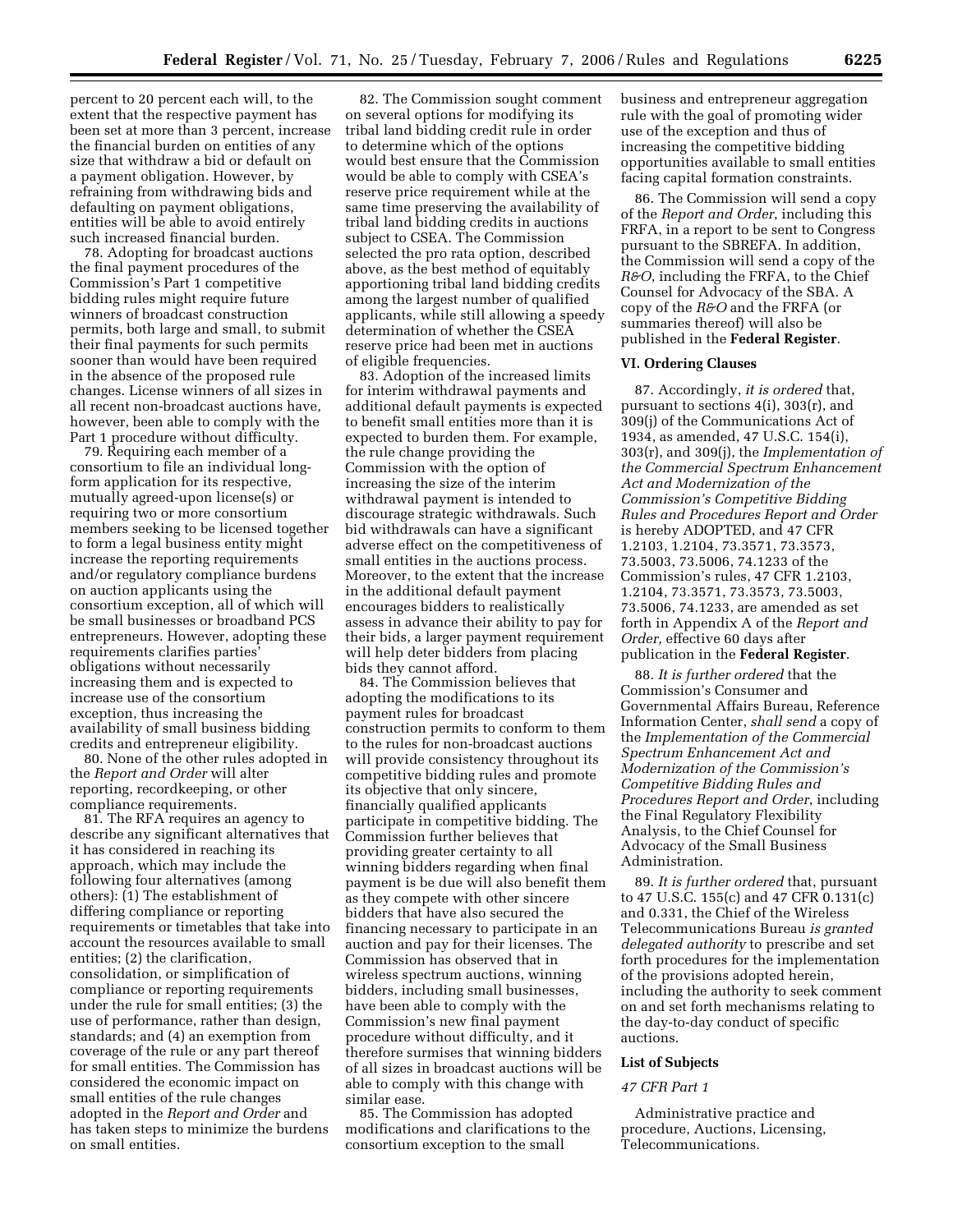percent to 20 percent each will, to the extent that the respective payment has been set at more than 3 percent, increase the financial burden on entities of any size that withdraw a bid or default on a payment obligation. However, by refraining from withdrawing bids and defaulting on payment obligations, entities will be able to avoid entirely such increased financial burden.

78. Adopting for broadcast auctions the final payment procedures of the Commission's Part 1 competitive bidding rules might require future winners of broadcast construction permits, both large and small, to submit their final payments for such permits sooner than would have been required in the absence of the proposed rule changes. License winners of all sizes in all recent non-broadcast auctions have, however, been able to comply with the Part 1 procedure without difficulty.

79. Requiring each member of a consortium to file an individual long-form application for its respective, mutually agreed-upon license(s) or requiring two or more consortium members seeking to be licensed together to form a legal business entity might increase the reporting requirements and/or regulatory compliance burdens on auction applicants using the consortium exception, all of which will be small businesses or broadband PCS entrepreneurs. However, adopting these requirements clarifies parties' obligations without necessarily increasing them and is expected to increase use of the consortium exception, thus increasing the availability of small business bidding credits and entrepreneur eligibility.

80. None of the other rules adopted in the *Report and Order* will alter reporting, recordkeeping, or other compliance requirements.

81. The RFA requires an agency to describe any significant alternatives that it has considered in reaching its approach, which may include the following four alternatives (among others): (1) The establishment of differing compliance or reporting requirements or timetables that take into account the resources available to small entities; (2) the clarification, consolidation, or simplification of compliance or reporting requirements under the rule for small entities; (3) the use of performance, rather than design, standards; and (4) an exemption from coverage of the rule or any part thereof for small entities. The Commission has considered the economic impact on small entities of the rule changes adopted in the *Report and Order* and has taken steps to minimize the burdens on small entities.

82. The Commission sought comment on several options for modifying its tribal land bidding credit rule in order to determine which of the options would best ensure that the Commission would be able to comply with CSEA's reserve price requirement while at the same time preserving the availability of tribal land bidding credits in auctions subject to CSEA. The Commission selected the pro rata option, described above, as the best method of equitably apportioning tribal land bidding credits among the largest number of qualified applicants, while still allowing a speedy determination of whether the CSEA reserve price had been met in auctions of eligible frequencies.

83. Adoption of the increased limits for interim withdrawal payments and additional default payments is expected to benefit small entities more than it is expected to burden them. For example, the rule change providing the Commission with the option of increasing the size of the interim withdrawal payment is intended to discourage strategic withdrawals. Such bid withdrawals can have a significant adverse effect on the competitiveness of small entities in the auctions process. Moreover, to the extent that the increase in the additional default payment encourages bidders to realistically assess in advance their ability to pay for their bids, a larger payment requirement will help deter bidders from placing bids they cannot afford.

84. The Commission believes that adopting the modifications to its payment rules for broadcast construction permits to conform to them to the rules for non-broadcast auctions will provide consistency throughout its competitive bidding rules and promote its objective that only sincere, financially qualified applicants participate in competitive bidding. The Commission further believes that providing greater certainty to all winning bidders regarding when final payment is due will also benefit them as they compete with other sincere bidders that have also secured the financing necessary to participate in an auction and pay for their licenses. The Commission has observed that in wireless spectrum auctions, winning bidders, including small businesses, have been able to comply with the Commission's new final payment procedure without difficulty, and it therefore surmises that winning bidders of all sizes in broadcast auctions will be able to comply with this change with similar ease.

85. The Commission has adopted modifications and clarifications to the consortium exception to the small business and entrepreneur aggregation rule with the goal of promoting wider use of the exception and thus of increasing the competitive bidding opportunities available to small entities facing capital formation constraints.

86. The Commission will send a copy of the *Report and Order*, including this FRFA, in a report to be sent to Congress pursuant to the SBREFA. In addition, the Commission will send a copy of the *R&O*, including the FRFA, to the Chief Counsel for Advocacy of the SBA. A copy of the *R&O* and the FRFA (or summaries thereof) will also be published in the **Federal Register**.

### VI. Ordering Clauses

87. Accordingly, *it is ordered* that, pursuant to sections 4(i), 303(r), and 309(j) of the Communications Act of 1934, as amended, 47 U.S.C. 154(i), 303(r), and 309(j), the *Implementation of the Commercial Spectrum Enhancement Act and Modernization of the Commission's Competitive Bidding Rules and Procedures Report and Order* is hereby ADOPTED, and 47 CFR 1.2103, 1.2104, 73.3571, 73.3573, 73.5003, 73.5006, 74.1233 of the Commission's rules, 47 CFR 1.2103, 1.2104, 73.3571, 73.3573, 73.5003, 73.5006, 74.1233, are amended as set forth in Appendix A of the *Report and Order,* effective 60 days after publication in the **Federal Register**.

88. *It is further ordered* that the Commission's Consumer and Governmental Affairs Bureau, Reference Information Center, *shall send* a copy of the *Implementation of the Commercial Spectrum Enhancement Act and Modernization of the Commission's Competitive Bidding Rules and Procedures Report and Order*, including the Final Regulatory Flexibility Analysis, to the Chief Counsel for Advocacy of the Small Business Administration.

89. *It is further ordered* that, pursuant to 47 U.S.C. 155(c) and 47 CFR 0.131(c) and 0.331, the Chief of the Wireless Telecommunications Bureau *is granted delegated authority* to prescribe and set forth procedures for the implementation of the provisions adopted herein, including the authority to seek comment on and set forth mechanisms relating to the day-to-day conduct of specific auctions.

### List of Subjects

*47 CFR Part 1*

Administrative practice and procedure, Auctions, Licensing, Telecommunications.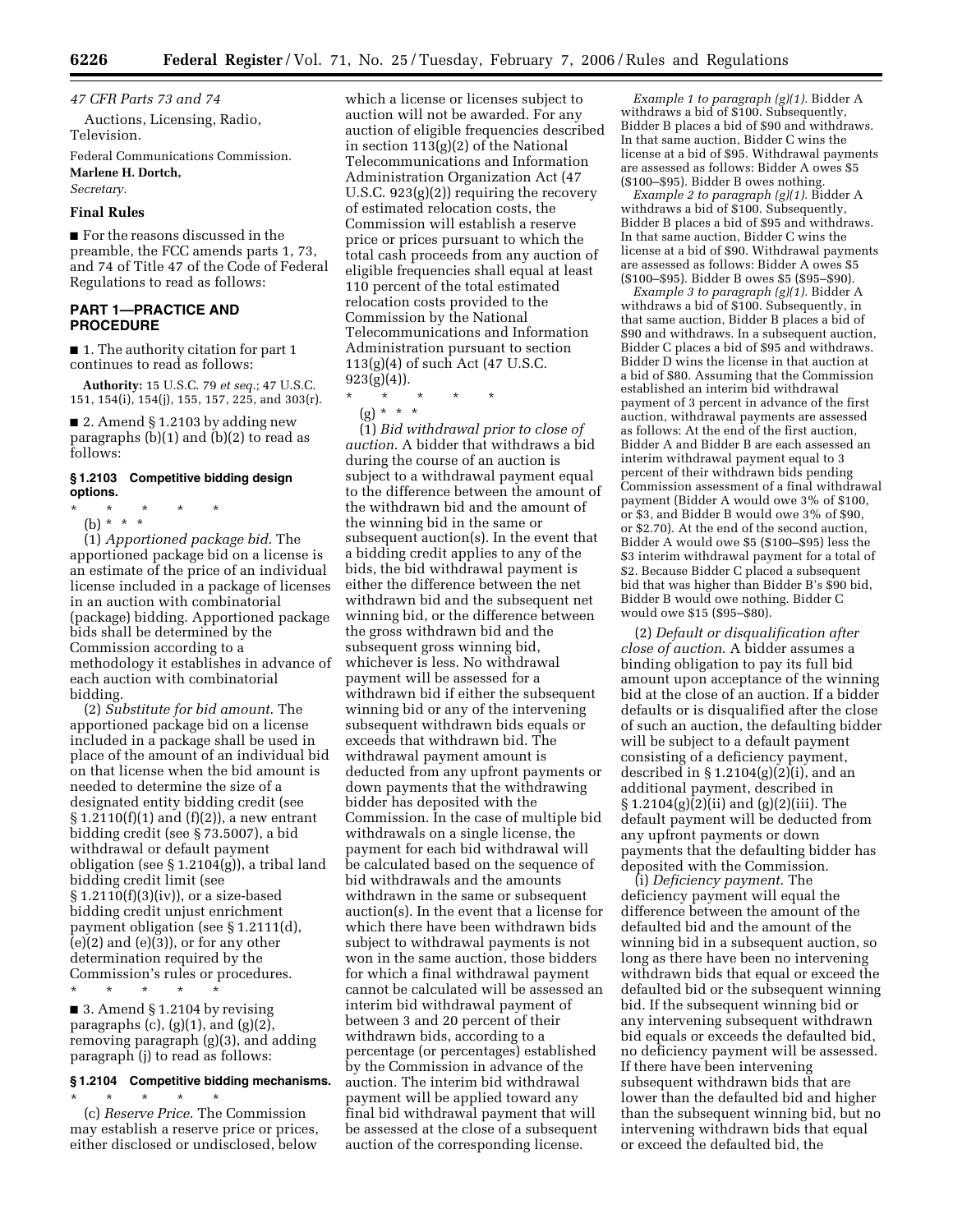*47 CFR Parts 73 and 74*

Auctions, Licensing, Radio, Television.

Federal Communications Commission.

**Marlene H. Dortch,**

*Secretary.*

## Final Rules

■ For the reasons discussed in the preamble, the FCC amends parts 1, 73, and 74 of Title 47 of the Code of Federal Regulations to read as follows:

## PART 1—PRACTICE AND PROCEDURE

■ 1. The authority citation for part 1 continues to read as follows:

**Authority:** 15 U.S.C. 79 *et seq.*; 47 U.S.C. 151, 154(i), 154(j), 155, 157, 225, and 303(r).

■ 2. Amend § 1.2103 by adding new paragraphs (b)(1) and (b)(2) to read as follows:

### § 1.2103 Competitive bidding design options.

\* \* \* \* \*

(b) \* \* \*

(1) *Apportioned package bid.* The apportioned package bid on a license is an estimate of the price of an individual license included in a package of licenses in an auction with combinatorial (package) bidding. Apportioned package bids shall be determined by the Commission according to a methodology it establishes in advance of each auction with combinatorial bidding.

(2) *Substitute for bid amount.* The apportioned package bid on a license included in a package shall be used in place of the amount of an individual bid on that license when the bid amount is needed to determine the size of a designated entity bidding credit (see § 1.2110(f)(1) and (f)(2)), a new entrant bidding credit (see § 73.5007), a bid withdrawal or default payment obligation (see § 1.2104(g)), a tribal land bidding credit limit (see § 1.2110(f)(3)(iv)), or a size-based bidding credit unjust enrichment payment obligation (see § 1.2111(d), (e)(2) and (e)(3)), or for any other determination required by the Commission's rules or procedures.

\* \* \* \* \*

■ 3. Amend § 1.2104 by revising paragraphs (c), (g)(1), and (g)(2), removing paragraph (g)(3), and adding paragraph (j) to read as follows:

### § 1.2104 Competitive bidding mechanisms.

\* \* \* \* \*

(c) *Reserve Price.* The Commission may establish a reserve price or prices, either disclosed or undisclosed, below which a license or licenses subject to auction will not be awarded. For any auction of eligible frequencies described in section 113(g)(2) of the National Telecommunications and Information Administration Organization Act (47 U.S.C. 923(g)(2)) requiring the recovery of estimated relocation costs, the Commission will establish a reserve price or prices pursuant to which the total cash proceeds from any auction of eligible frequencies shall equal at least 110 percent of the total estimated relocation costs provided to the Commission by the National Telecommunications and Information Administration pursuant to section 113(g)(4) of such Act (47 U.S.C. 923(g)(4)).

\* \* \* \* \*

(g) \* \* \*

(1) *Bid withdrawal prior to close of auction.* A bidder that withdraws a bid during the course of an auction is subject to a withdrawal payment equal to the difference between the amount of the withdrawn bid and the amount of the winning bid in the same or subsequent auction(s). In the event that a bidding credit applies to any of the bids, the bid withdrawal payment is either the difference between the net withdrawn bid and the subsequent net winning bid, or the difference between the gross withdrawn bid and the subsequent gross winning bid, whichever is less. No withdrawal payment will be assessed for a withdrawn bid if either the subsequent winning bid or any of the intervening subsequent withdrawn bids equals or exceeds that withdrawn bid. The withdrawal payment amount is deducted from any upfront payments or down payments that the withdrawing bidder has deposited with the Commission. In the case of multiple bid withdrawals on a single license, the payment for each bid withdrawal will be calculated based on the sequence of bid withdrawals and the amounts withdrawn in the same or subsequent auction(s). In the event that a license for which there have been withdrawn bids subject to withdrawal payments is not won in the same auction, those bidders for which a final withdrawal payment cannot be calculated will be assessed an interim bid withdrawal payment of between 3 and 20 percent of their withdrawn bids, according to a percentage (or percentages) established by the Commission in advance of the auction. The interim bid withdrawal payment will be applied toward any final bid withdrawal payment that will be assessed at the close of a subsequent auction of the corresponding license.

*Example 1 to paragraph (g)(1).* Bidder A withdraws a bid of $100. Subsequently, Bidder B places a bid of $90 and withdraws. In that same auction, Bidder C wins the license at a bid of $95. Withdrawal payments are assessed as follows: Bidder A owes $5 ($100–$95). Bidder B owes nothing.

*Example 2 to paragraph (g)(1).* Bidder A withdraws a bid of $100. Subsequently, Bidder B places a bid of $95 and withdraws. In that same auction, Bidder C wins the license at a bid of $90. Withdrawal payments are assessed as follows: Bidder A owes $5 ($100–$95). Bidder B owes $5 ($95–$90).

*Example 3 to paragraph (g)(1).* Bidder A withdraws a bid of $100. Subsequently, in that same auction, Bidder B places a bid of $90 and withdraws. In a subsequent auction, Bidder C places a bid of $95 and withdraws. Bidder D wins the license in that auction at a bid of $80. Assuming that the Commission established an interim bid withdrawal payment of 3 percent in advance of the first auction, withdrawal payments are assessed as follows: At the end of the first auction, Bidder A and Bidder B are each assessed an interim withdrawal payment equal to 3 percent of their withdrawn bids pending Commission assessment of a final withdrawal payment (Bidder A would owe 3% of $100, or $3, and Bidder B would owe 3% of $90, or $2.70). At the end of the second auction, Bidder A would owe $5 ($100–$95) less the $3 interim withdrawal payment for a total of $2. Because Bidder C placed a subsequent bid that was higher than Bidder B's $90 bid, Bidder B would owe nothing. Bidder C would owe $15 ($95–$80).

(2) *Default or disqualification after close of auction.* A bidder assumes a binding obligation to pay its full bid amount upon acceptance of the winning bid at the close of an auction. If a bidder defaults or is disqualified after the close of such an auction, the defaulting bidder will be subject to a default payment consisting of a deficiency payment, described in § 1.2104(g)(2)(i), and an additional payment, described in § 1.2104(g)(2)(ii) and (g)(2)(iii). The default payment will be deducted from any upfront payments or down payments that the defaulting bidder has deposited with the Commission.

(i) *Deficiency payment.* The deficiency payment will equal the difference between the amount of the defaulted bid and the amount of the winning bid in a subsequent auction, so long as there have been no intervening withdrawn bids that equal or exceed the defaulted bid or the subsequent winning bid. If the subsequent winning bid or any intervening subsequent withdrawn bid equals or exceeds the defaulted bid, no deficiency payment will be assessed. If there have been intervening subsequent withdrawn bids that are lower than the defaulted bid and higher than the subsequent winning bid, but no intervening withdrawn bids that equal or exceed the defaulted bid, the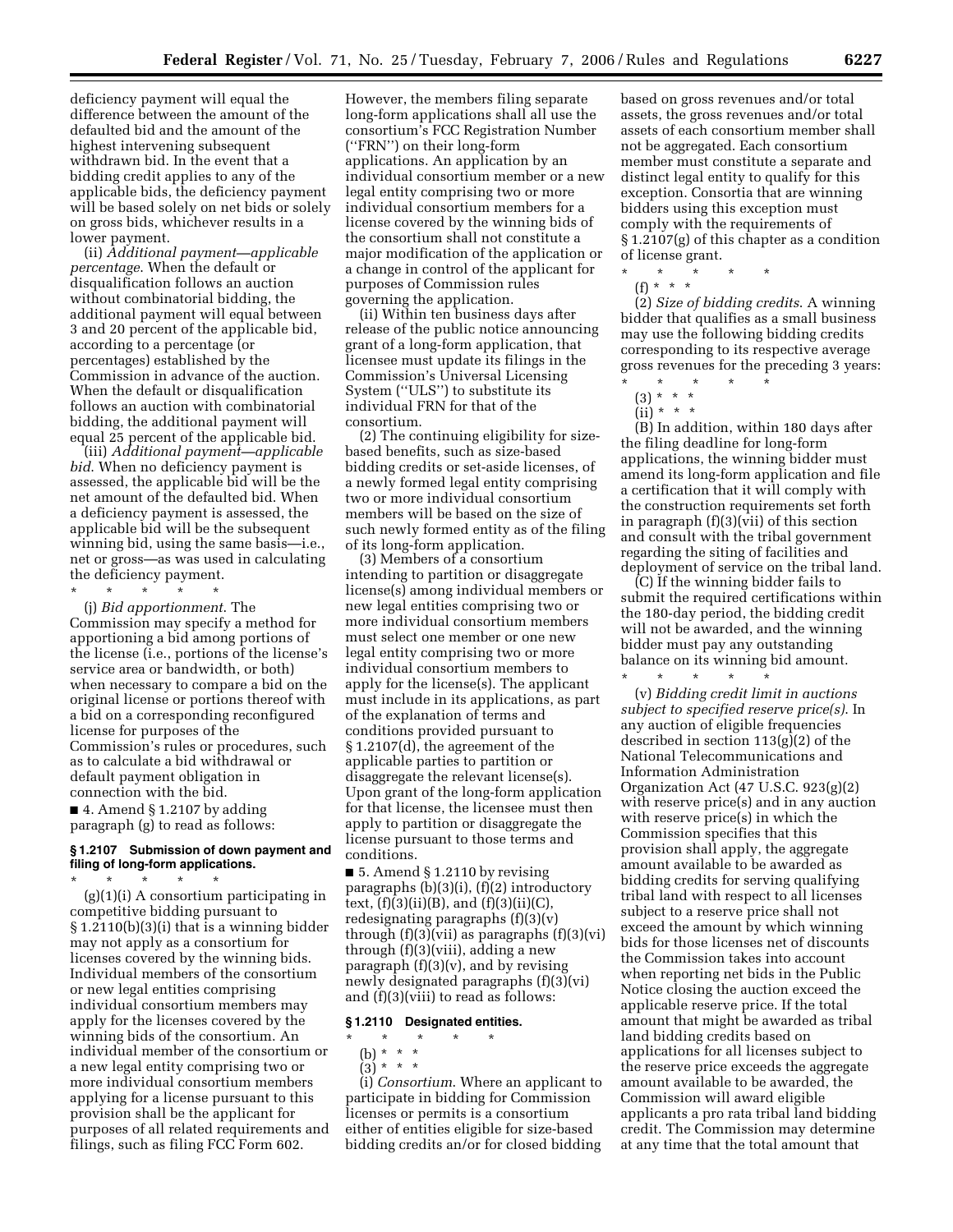deficiency payment will equal the difference between the amount of the defaulted bid and the amount of the highest intervening subsequent withdrawn bid. In the event that a bidding credit applies to any of the applicable bids, the deficiency payment will be based solely on net bids or solely on gross bids, whichever results in a lower payment.

(ii) *Additional payment—applicable percentage*. When the default or disqualification follows an auction without combinatorial bidding, the additional payment will equal between 3 and 20 percent of the applicable bid, according to a percentage (or percentages) established by the Commission in advance of the auction. When the default or disqualification follows an auction with combinatorial bidding, the additional payment will equal 25 percent of the applicable bid.

(iii) *Additional payment—applicable bid*. When no deficiency payment is assessed, the applicable bid will be the net amount of the defaulted bid. When a deficiency payment is assessed, the applicable bid will be the subsequent winning bid, using the same basis—i.e., net or gross—as was used in calculating the deficiency payment.

\* \* \* \* \*

(j) *Bid apportionment*. The Commission may specify a method for apportioning a bid among portions of the license (i.e., portions of the license's service area or bandwidth, or both) when necessary to compare a bid on the original license or portions thereof with a bid on a corresponding reconfigured license for purposes of the Commission's rules or procedures, such as to calculate a bid withdrawal or default payment obligation in connection with the bid.

■ 4. Amend § 1.2107 by adding paragraph (g) to read as follows:

### § 1.2107 Submission of down payment and filing of long-form applications.

\* \* \* \* \*

(g)(1)(i) A consortium participating in competitive bidding pursuant to § 1.2110(b)(3)(i) that is a winning bidder may not apply as a consortium for licenses covered by the winning bids. Individual members of the consortium or new legal entities comprising individual consortium members may apply for the licenses covered by the winning bids of the consortium. An individual member of the consortium or a new legal entity comprising two or more individual consortium members applying for a license pursuant to this provision shall be the applicant for purposes of all related requirements and filings, such as filing FCC Form 602. However, the members filing separate long-form applications shall all use the consortium's FCC Registration Number ("FRN") on their long-form applications. An application by an individual consortium member or a new legal entity comprising two or more individual consortium members for a license covered by the winning bids of the consortium shall not constitute a major modification of the application or a change in control of the applicant for purposes of Commission rules governing the application.

(ii) Within ten business days after release of the public notice announcing grant of a long-form application, that licensee must update its filings in the Commission's Universal Licensing System ("ULS") to substitute its individual FRN for that of the consortium.

(2) The continuing eligibility for size-based benefits, such as size-based bidding credits or set-aside licenses, of a newly formed legal entity comprising two or more individual consortium members will be based on the size of such newly formed entity as of the filing of its long-form application.

(3) Members of a consortium intending to partition or disaggregate license(s) among individual members or new legal entities comprising two or more individual consortium members must select one member or one new legal entity comprising two or more individual consortium members to apply for the license(s). The applicant must include in its applications, as part of the explanation of terms and conditions provided pursuant to § 1.2107(d), the agreement of the applicable parties to partition or disaggregate the relevant license(s). Upon grant of the long-form application for that license, the licensee must then apply to partition or disaggregate the license pursuant to those terms and conditions.

■ 5. Amend § 1.2110 by revising paragraphs (b)(3)(i), (f)(2) introductory text, (f)(3)(ii)(B), and (f)(3)(ii)(C), redesignating paragraphs (f)(3)(v) through (f)(3)(vii) as paragraphs (f)(3)(vi) through (f)(3)(viii), adding a new paragraph (f)(3)(v), and by revising newly designated paragraphs (f)(3)(vi) and (f)(3)(viii) to read as follows:

### § 1.2110 Designated entities.

\* \* \* \* \*

(b) \* \* \*

(3) \* \* \*

(i) *Consortium*. Where an applicant to participate in bidding for Commission licenses or permits is a consortium either of entities eligible for size-based bidding credits an/or for closed bidding based on gross revenues and/or total assets, the gross revenues and/or total assets of each consortium member shall not be aggregated. Each consortium member must constitute a separate and distinct legal entity to qualify for this exception. Consortia that are winning bidders using this exception must comply with the requirements of § 1.2107(g) of this chapter as a condition of license grant.

\* \* \* \* \*

(f) \* \* \*

(2) *Size of bidding credits*. A winning bidder that qualifies as a small business may use the following bidding credits corresponding to its respective average gross revenues for the preceding 3 years:

\* \* \* \* \*

(3) \* \* \*

(ii) \* \* \*

(B) In addition, within 180 days after the filing deadline for long-form applications, the winning bidder must amend its long-form application and file a certification that it will comply with the construction requirements set forth in paragraph (f)(3)(vii) of this section and consult with the tribal government regarding the siting of facilities and deployment of service on the tribal land.

(C) If the winning bidder fails to submit the required certifications within the 180-day period, the bidding credit will not be awarded, and the winning bidder must pay any outstanding balance on its winning bid amount.

\* \* \* \* \*

(v) *Bidding credit limit in auctions subject to specified reserve price(s)*. In any auction of eligible frequencies described in section 113(g)(2) of the National Telecommunications and Information Administration Organization Act (47 U.S.C. 923(g)(2) with reserve price(s) and in any auction with reserve price(s) in which the Commission specifies that this provision shall apply, the aggregate amount available to be awarded as bidding credits for serving qualifying tribal land with respect to all licenses subject to a reserve price shall not exceed the amount by which winning bids for those licenses net of discounts the Commission takes into account when reporting net bids in the Public Notice closing the auction exceed the applicable reserve price. If the total amount that might be awarded as tribal land bidding credits based on applications for all licenses subject to the reserve price exceeds the aggregate amount available to be awarded, the Commission will award eligible applicants a pro rata tribal land bidding credit. The Commission may determine at any time that the total amount that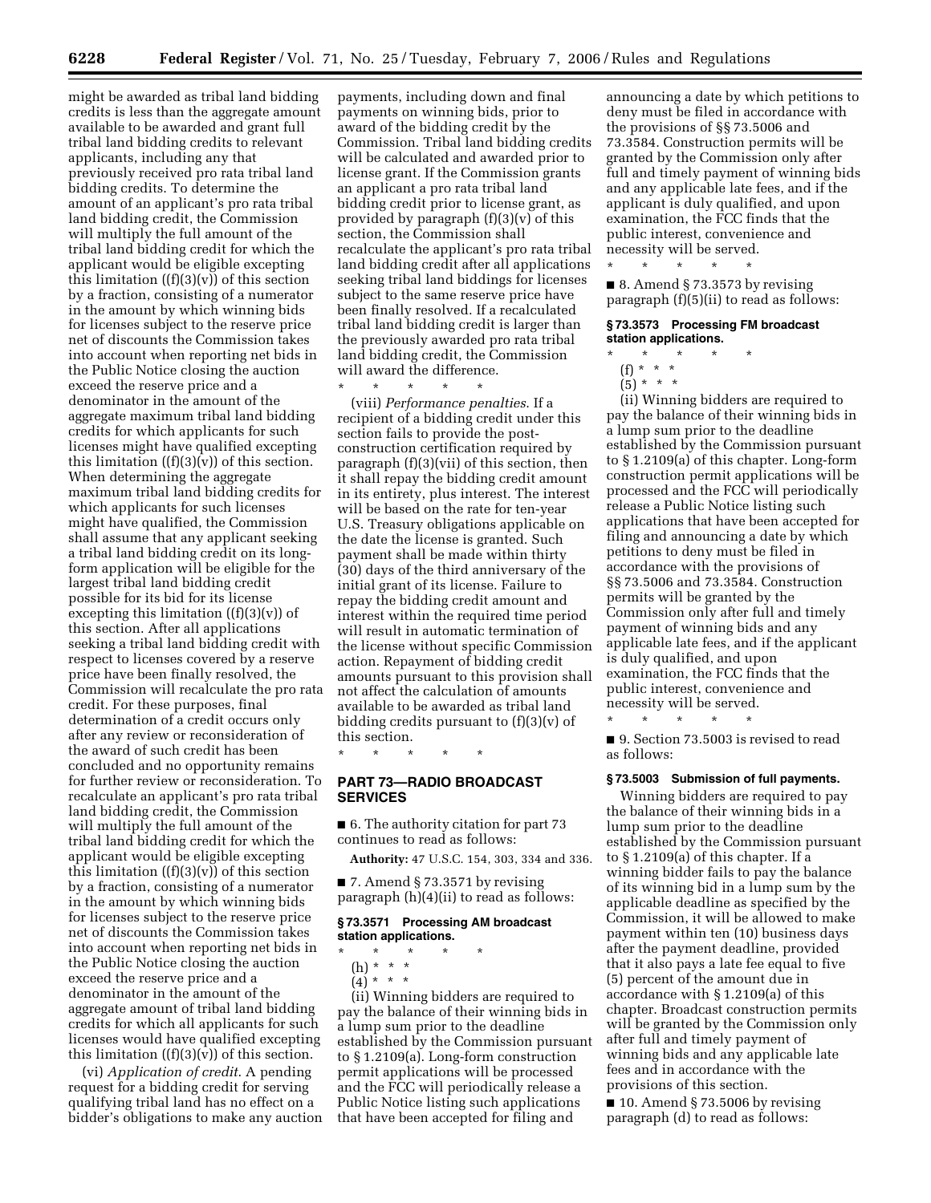might be awarded as tribal land bidding credits is less than the aggregate amount available to be awarded and grant full tribal land bidding credits to relevant applicants, including any that previously received pro rata tribal land bidding credits. To determine the amount of an applicant's pro rata tribal land bidding credit, the Commission will multiply the full amount of the tribal land bidding credit for which the applicant would be eligible excepting this limitation ((f)(3)(v)) of this section by a fraction, consisting of a numerator in the amount by which winning bids for licenses subject to the reserve price net of discounts the Commission takes into account when reporting net bids in the Public Notice closing the auction exceed the reserve price and a denominator in the amount of the aggregate maximum tribal land bidding credits for which applicants for such licenses might have qualified excepting this limitation ((f)(3)(v)) of this section. When determining the aggregate maximum tribal land bidding credits for which applicants for such licenses might have qualified, the Commission shall assume that any applicant seeking a tribal land bidding credit on its long-form application will be eligible for the largest tribal land bidding credit possible for its bid for its license excepting this limitation ((f)(3)(v)) of this section. After all applications seeking a tribal land bidding credit with respect to licenses covered by a reserve price have been finally resolved, the Commission will recalculate the pro rata credit. For these purposes, final determination of a credit occurs only after any review or reconsideration of the award of such credit has been concluded and no opportunity remains for further review or reconsideration. To recalculate an applicant's pro rata tribal land bidding credit, the Commission will multiply the full amount of the tribal land bidding credit for which the applicant would be eligible excepting this limitation ((f)(3)(v)) of this section by a fraction, consisting of a numerator in the amount by which winning bids for licenses subject to the reserve price net of discounts the Commission takes into account when reporting net bids in the Public Notice closing the auction exceed the reserve price and a denominator in the amount of the aggregate amount of tribal land bidding credits for which all applicants for such licenses would have qualified excepting this limitation ((f)(3)(v)) of this section.

(vi) *Application of credit.* A pending request for a bidding credit for serving qualifying tribal land has no effect on a bidder's obligations to make any auction payments, including down and final payments on winning bids, prior to award of the bidding credit by the Commission. Tribal land bidding credits will be calculated and awarded prior to license grant. If the Commission grants an applicant a pro rata tribal land bidding credit prior to license grant, as provided by paragraph (f)(3)(v) of this section, the Commission shall recalculate the applicant's pro rata tribal land bidding credit after all applications seeking tribal land biddings for licenses subject to the same reserve price have been finally resolved. If a recalculated tribal land bidding credit is larger than the previously awarded pro rata tribal land bidding credit, the Commission will award the difference.

\* \* \* \* \*

(viii) *Performance penalties.* If a recipient of a bidding credit under this section fails to provide the post-construction certification required by paragraph (f)(3)(vii) of this section, then it shall repay the bidding credit amount in its entirety, plus interest. The interest will be based on the rate for ten-year U.S. Treasury obligations applicable on the date the license is granted. Such payment shall be made within thirty (30) days of the third anniversary of the initial grant of its license. Failure to repay the bidding credit amount and interest within the required time period will result in automatic termination of the license without specific Commission action. Repayment of bidding credit amounts pursuant to this provision shall not affect the calculation of amounts available to be awarded as tribal land bidding credits pursuant to (f)(3)(v) of this section.

\* \* \* \* \*

## PART 73—RADIO BROADCAST SERVICES

■ 6. The authority citation for part 73 continues to read as follows:

**Authority:** 47 U.S.C. 154, 303, 334 and 336.

■ 7. Amend § 73.3571 by revising paragraph (h)(4)(ii) to read as follows:

### § 73.3571 Processing AM broadcast station applications.

\* \* \* \* \*

(h) \* \* \*

(4) \* \* \*

(ii) Winning bidders are required to pay the balance of their winning bids in a lump sum prior to the deadline established by the Commission pursuant to § 1.2109(a). Long-form construction permit applications will be processed and the FCC will periodically release a Public Notice listing such applications that have been accepted for filing and announcing a date by which petitions to deny must be filed in accordance with the provisions of §§ 73.5006 and 73.3584. Construction permits will be granted by the Commission only after full and timely payment of winning bids and any applicable late fees, and if the applicant is duly qualified, and upon examination, the FCC finds that the public interest, convenience and necessity will be served.

\* \* \* \* \*

■ 8. Amend § 73.3573 by revising paragraph (f)(5)(ii) to read as follows:

### § 73.3573 Processing FM broadcast station applications.

\* \* \* \* \*

(f) \* \* \*

(5) \* \* \*

(ii) Winning bidders are required to pay the balance of their winning bids in a lump sum prior to the deadline established by the Commission pursuant to § 1.2109(a) of this chapter. Long-form construction permit applications will be processed and the FCC will periodically release a Public Notice listing such applications that have been accepted for filing and announcing a date by which petitions to deny must be filed in accordance with the provisions of §§ 73.5006 and 73.3584. Construction permits will be granted by the Commission only after full and timely payment of winning bids and any applicable late fees, and if the applicant is duly qualified, and upon examination, the FCC finds that the public interest, convenience and necessity will be served.

\* \* \* \* \*

■ 9. Section 73.5003 is revised to read as follows:

### § 73.5003 Submission of full payments.

Winning bidders are required to pay the balance of their winning bids in a lump sum prior to the deadline established by the Commission pursuant to § 1.2109(a) of this chapter. If a winning bidder fails to pay the balance of its winning bid in a lump sum by the applicable deadline as specified by the Commission, it will be allowed to make payment within ten (10) business days after the payment deadline, provided that it also pays a late fee equal to five (5) percent of the amount due in accordance with § 1.2109(a) of this chapter. Broadcast construction permits will be granted by the Commission only after full and timely payment of winning bids and any applicable late fees and in accordance with the provisions of this section.

■ 10. Amend § 73.5006 by revising paragraph (d) to read as follows: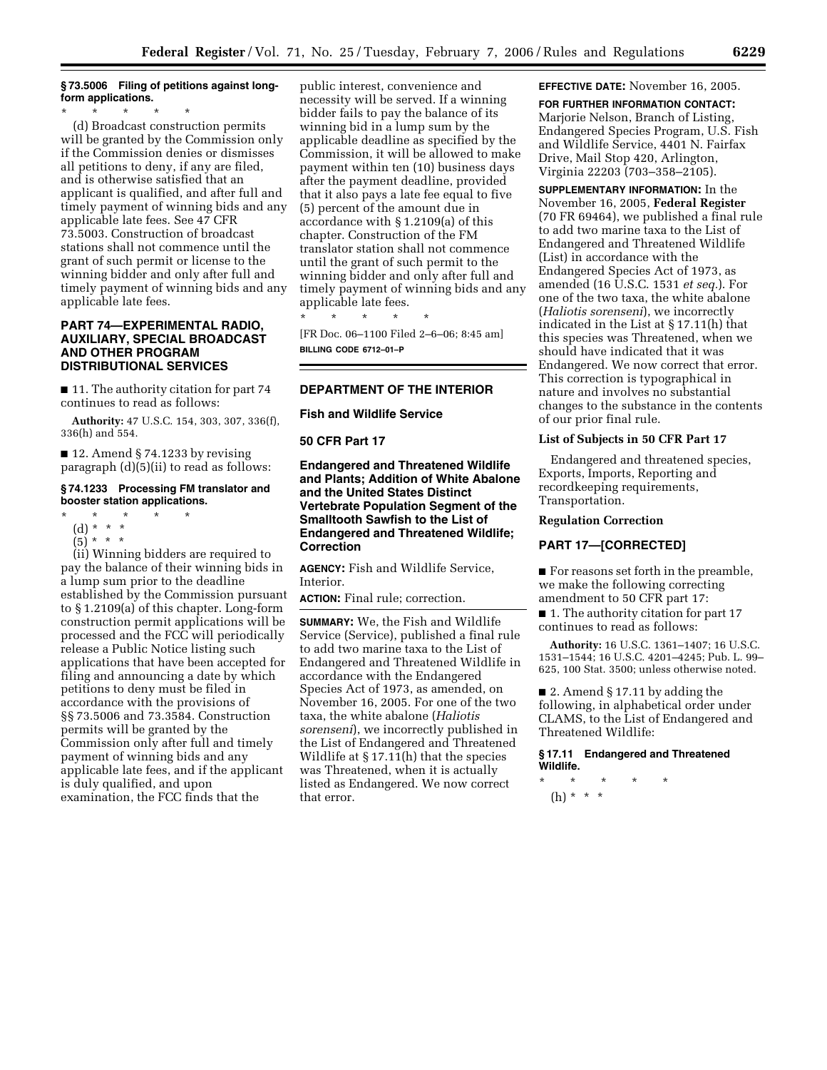**§ 73.5006 Filing of petitions against long-form applications.**

\* \* \* \* \*

(d) Broadcast construction permits will be granted by the Commission only if the Commission denies or dismisses all petitions to deny, if any are filed, and is otherwise satisfied that an applicant is qualified, and after full and timely payment of winning bids and any applicable late fees. See 47 CFR 73.5003. Construction of broadcast stations shall not commence until the grant of such permit or license to the winning bidder and only after full and timely payment of winning bids and any applicable late fees.

## PART 74—EXPERIMENTAL RADIO, AUXILIARY, SPECIAL BROADCAST AND OTHER PROGRAM DISTRIBUTIONAL SERVICES

■ 11. The authority citation for part 74 continues to read as follows:

**Authority:** 47 U.S.C. 154, 303, 307, 336(f), 336(h) and 554.

■ 12. Amend § 74.1233 by revising paragraph (d)(5)(ii) to read as follows:

**§ 74.1233 Processing FM translator and booster station applications.**

\* \* \* \* \*

(d) \* \* \*

(5) \* \* \*

(ii) Winning bidders are required to pay the balance of their winning bids in a lump sum prior to the deadline established by the Commission pursuant to § 1.2109(a) of this chapter. Long-form construction permit applications will be processed and the FCC will periodically release a Public Notice listing such applications that have been accepted for filing and announcing a date by which petitions to deny must be filed in accordance with the provisions of §§ 73.5006 and 73.3584. Construction permits will be granted by the Commission only after full and timely payment of winning bids and any applicable late fees, and if the applicant is duly qualified, and upon examination, the FCC finds that the public interest, convenience and necessity will be served. If a winning bidder fails to pay the balance of its winning bid in a lump sum by the applicable deadline as specified by the Commission, it will be allowed to make payment within ten (10) business days after the payment deadline, provided that it also pays a late fee equal to five (5) percent of the amount due in accordance with § 1.2109(a) of this chapter. Construction of the FM translator station shall not commence until the grant of such permit to the winning bidder and only after full and timely payment of winning bids and any applicable late fees.

\* \* \* \* \*

[FR Doc. 06–1100 Filed 2–6–06; 8:45 am]

**BILLING CODE 6712–01–P**

## DEPARTMENT OF THE INTERIOR

### Fish and Wildlife Service

### 50 CFR Part 17

### Endangered and Threatened Wildlife and Plants; Addition of White Abalone and the United States Distinct Vertebrate Population Segment of the Smalltooth Sawfish to the List of Endangered and Threatened Wildlife; Correction

**AGENCY:** Fish and Wildlife Service, Interior.

**ACTION:** Final rule; correction.

**SUMMARY:** We, the Fish and Wildlife Service (Service), published a final rule to add two marine taxa to the List of Endangered and Threatened Wildlife in accordance with the Endangered Species Act of 1973, as amended, on November 16, 2005. For one of the two taxa, the white abalone (*Haliotis sorenseni*), we incorrectly published in the List of Endangered and Threatened Wildlife at § 17.11(h) that the species was Threatened, when it is actually listed as Endangered. We now correct that error.

**EFFECTIVE DATE:** November 16, 2005.

**FOR FURTHER INFORMATION CONTACT:** Marjorie Nelson, Branch of Listing, Endangered Species Program, U.S. Fish and Wildlife Service, 4401 N. Fairfax Drive, Mail Stop 420, Arlington, Virginia 22203 (703–358–2105).

**SUPPLEMENTARY INFORMATION:** In the November 16, 2005, **Federal Register** (70 FR 69464), we published a final rule to add two marine taxa to the List of Endangered and Threatened Wildlife (List) in accordance with the Endangered Species Act of 1973, as amended (16 U.S.C. 1531 *et seq.*). For one of the two taxa, the white abalone (*Haliotis sorenseni*), we incorrectly indicated in the List at § 17.11(h) that this species was Threatened, when we should have indicated that it was Endangered. We now correct that error. This correction is typographical in nature and involves no substantial changes to the substance in the contents of our prior final rule.

### List of Subjects in 50 CFR Part 17

Endangered and threatened species, Exports, Imports, Reporting and recordkeeping requirements, Transportation.

### Regulation Correction

## PART 17—[CORRECTED]

■ For reasons set forth in the preamble, we make the following correcting amendment to 50 CFR part 17:

■ 1. The authority citation for part 17 continues to read as follows:

**Authority:** 16 U.S.C. 1361–1407; 16 U.S.C. 1531–1544; 16 U.S.C. 4201–4245; Pub. L. 99–625, 100 Stat. 3500; unless otherwise noted.

■ 2. Amend § 17.11 by adding the following, in alphabetical order under CLAMS, to the List of Endangered and Threatened Wildlife:

**§ 17.11 Endangered and Threatened Wildlife.**

\* \* \* \* \*

(h) \* \* \*